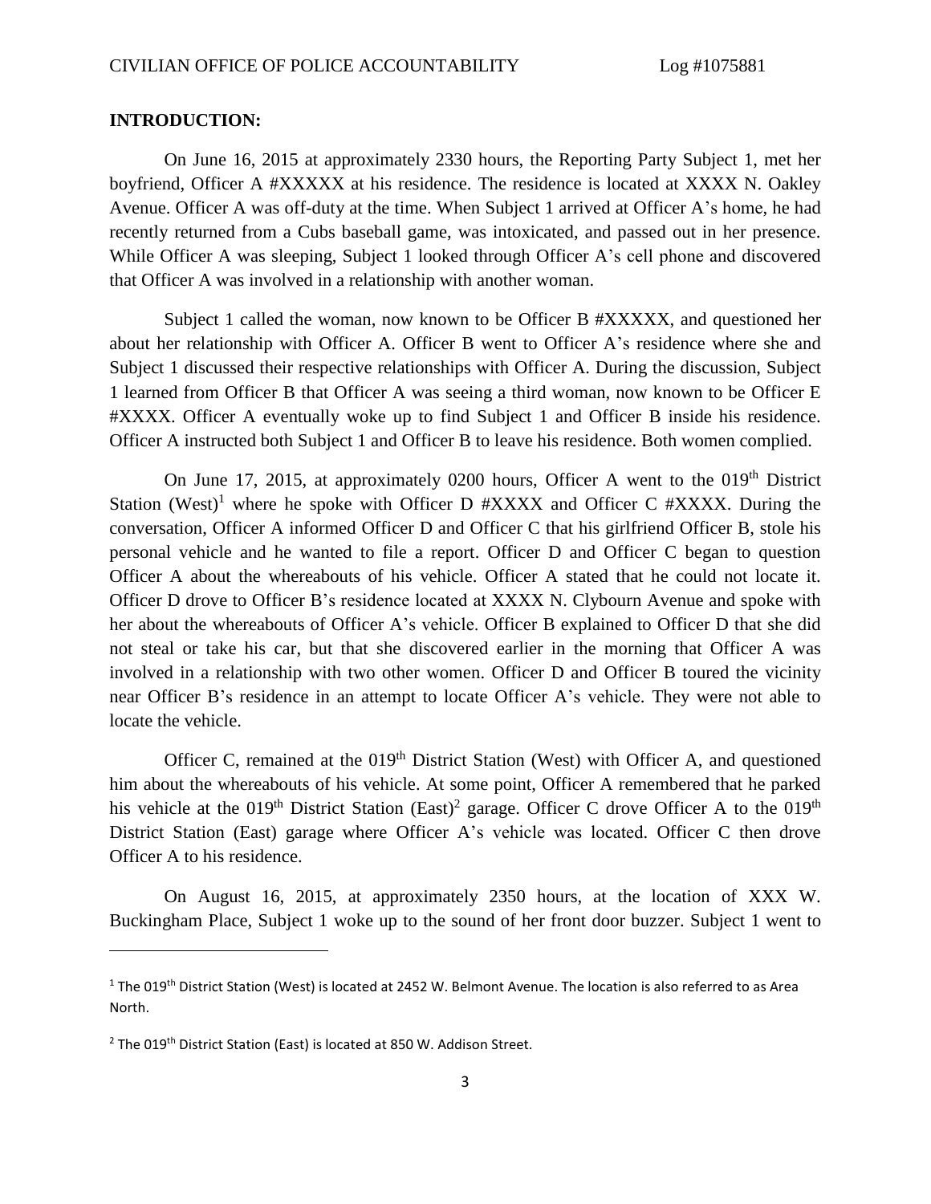## INTRODUCTION:

On June 16, 2015 at approximately 2330 hours, the Reporting Party Subject 1, met her boyfriend, Officer A #XXXXX at his residence. The residence is located at XXXX N. Oakley Avenue. Officer A was off-duty at the time. When Subject 1 arrived at Officer A's home, he had recently returned from a Cubs baseball game, was intoxicated, and passed out in her presence. While Officer A was sleeping, Subject 1 looked through Officer A's cell phone and discovered that Officer A was involved in a relationship with another woman.

Subject 1 called the woman, now known to be Officer B #XXXXX, and questioned her about her relationship with Officer A. Officer B went to Officer A's residence where she and Subject 1 discussed their respective relationships with Officer A. During the discussion, Subject 1 learned from Officer B that Officer A was seeing a third woman, now known to be Officer E #XXXX. Officer A eventually woke up to find Subject 1 and Officer B inside his residence. Officer A instructed both Subject 1 and Officer B to leave his residence. Both women complied.

On June 17, 2015, at approximately 0200 hours, Officer A went to the 019th District Station (West)[1] where he spoke with Officer D #XXXX and Officer C #XXXX. During the conversation, Officer A informed Officer D and Officer C that his girlfriend Officer B, stole his personal vehicle and he wanted to file a report. Officer D and Officer C began to question Officer A about the whereabouts of his vehicle. Officer A stated that he could not locate it. Officer D drove to Officer B's residence located at XXXX N. Clybourn Avenue and spoke with her about the whereabouts of Officer A's vehicle. Officer B explained to Officer D that she did not steal or take his car, but that she discovered earlier in the morning that Officer A was involved in a relationship with two other women. Officer D and Officer B toured the vicinity near Officer B's residence in an attempt to locate Officer A's vehicle. They were not able to locate the vehicle.

Officer C, remained at the 019th District Station (West) with Officer A, and questioned him about the whereabouts of his vehicle. At some point, Officer A remembered that he parked his vehicle at the 019th District Station (East)[2] garage. Officer C drove Officer A to the 019th District Station (East) garage where Officer A's vehicle was located. Officer C then drove Officer A to his residence.

On August 16, 2015, at approximately 2350 hours, at the location of XXX W. Buckingham Place, Subject 1 woke up to the sound of her front door buzzer. Subject 1 went to

---

[1] The 019th District Station (West) is located at 2452 W. Belmont Avenue. The location is also referred to as Area North.

[2] The 019th District Station (East) is located at 850 W. Addison Street.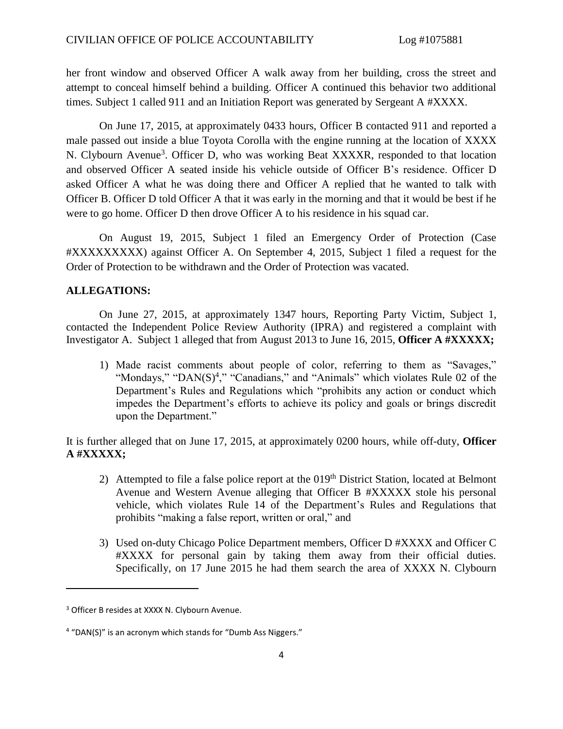her front window and observed Officer A walk away from her building, cross the street and attempt to conceal himself behind a building. Officer A continued this behavior two additional times. Subject 1 called 911 and an Initiation Report was generated by Sergeant A #XXXX.

On June 17, 2015, at approximately 0433 hours, Officer B contacted 911 and reported a male passed out inside a blue Toyota Corolla with the engine running at the location of XXXX N. Clybourn Avenue[3]. Officer D, who was working Beat XXXXR, responded to that location and observed Officer A seated inside his vehicle outside of Officer B's residence. Officer D asked Officer A what he was doing there and Officer A replied that he wanted to talk with Officer B. Officer D told Officer A that it was early in the morning and that it would be best if he were to go home. Officer D then drove Officer A to his residence in his squad car.

On August 19, 2015, Subject 1 filed an Emergency Order of Protection (Case #XXXXXXXXX) against Officer A. On September 4, 2015, Subject 1 filed a request for the Order of Protection to be withdrawn and the Order of Protection was vacated.

## ALLEGATIONS:

On June 27, 2015, at approximately 1347 hours, Reporting Party Victim, Subject 1, contacted the Independent Police Review Authority (IPRA) and registered a complaint with Investigator A. Subject 1 alleged that from August 2013 to June 16, 2015, **Officer A #XXXXX;**

1) Made racist comments about people of color, referring to them as "Savages," "Mondays," "DAN(S)[4]," "Canadians," and "Animals" which violates Rule 02 of the Department's Rules and Regulations which "prohibits any action or conduct which impedes the Department's efforts to achieve its policy and goals or brings discredit upon the Department."

It is further alleged that on June 17, 2015, at approximately 0200 hours, while off-duty, **Officer A #XXXXX;**

2) Attempted to file a false police report at the 019th District Station, located at Belmont Avenue and Western Avenue alleging that Officer B #XXXXX stole his personal vehicle, which violates Rule 14 of the Department's Rules and Regulations that prohibits "making a false report, written or oral," and

3) Used on-duty Chicago Police Department members, Officer D #XXXX and Officer C #XXXX for personal gain by taking them away from their official duties. Specifically, on 17 June 2015 he had them search the area of XXXX N. Clybourn

---

[3] Officer B resides at XXXX N. Clybourn Avenue.

[4] "DAN(S)" is an acronym which stands for "Dumb Ass Niggers."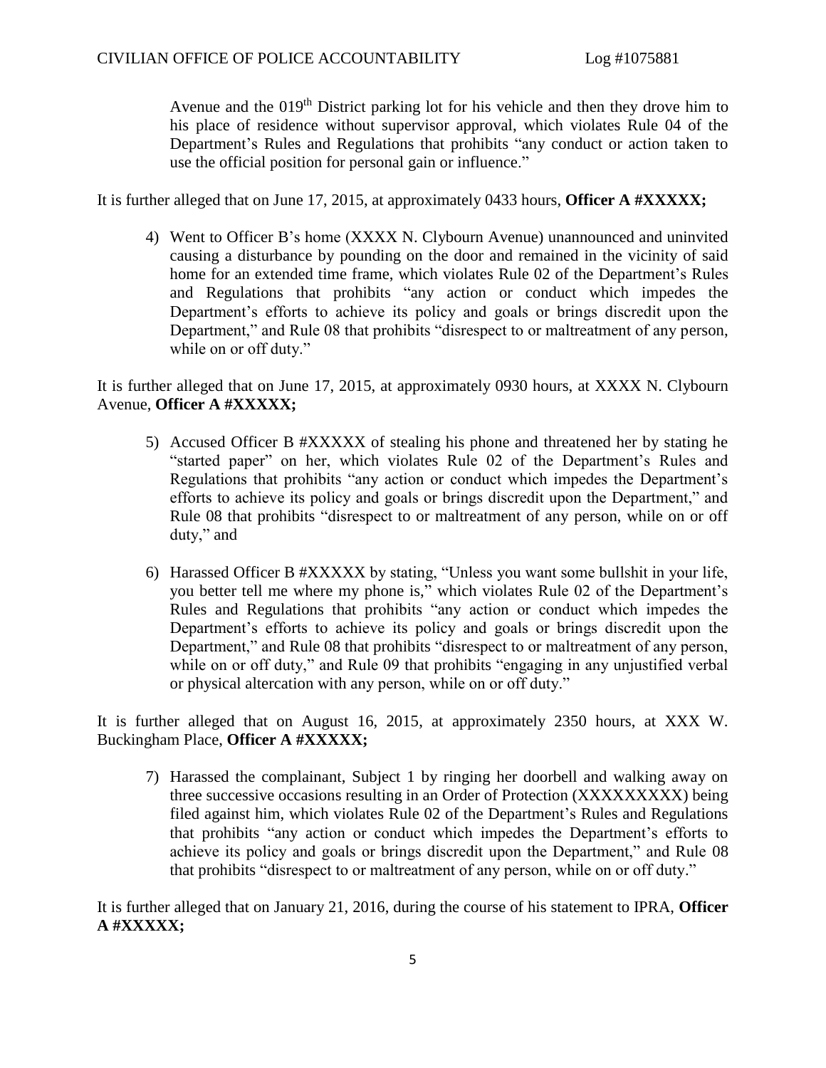Avenue and the 019th District parking lot for his vehicle and then they drove him to his place of residence without supervisor approval, which violates Rule 04 of the Department's Rules and Regulations that prohibits "any conduct or action taken to use the official position for personal gain or influence."

It is further alleged that on June 17, 2015, at approximately 0433 hours, **Officer A #XXXXX;**

4) Went to Officer B's home (XXXX N. Clybourn Avenue) unannounced and uninvited causing a disturbance by pounding on the door and remained in the vicinity of said home for an extended time frame, which violates Rule 02 of the Department's Rules and Regulations that prohibits "any action or conduct which impedes the Department's efforts to achieve its policy and goals or brings discredit upon the Department," and Rule 08 that prohibits "disrespect to or maltreatment of any person, while on or off duty."

It is further alleged that on June 17, 2015, at approximately 0930 hours, at XXXX N. Clybourn Avenue, **Officer A #XXXXX;**

5) Accused Officer B #XXXXX of stealing his phone and threatened her by stating he "started paper" on her, which violates Rule 02 of the Department's Rules and Regulations that prohibits "any action or conduct which impedes the Department's efforts to achieve its policy and goals or brings discredit upon the Department," and Rule 08 that prohibits "disrespect to or maltreatment of any person, while on or off duty," and

6) Harassed Officer B #XXXXX by stating, "Unless you want some bullshit in your life, you better tell me where my phone is," which violates Rule 02 of the Department's Rules and Regulations that prohibits "any action or conduct which impedes the Department's efforts to achieve its policy and goals or brings discredit upon the Department," and Rule 08 that prohibits "disrespect to or maltreatment of any person, while on or off duty," and Rule 09 that prohibits "engaging in any unjustified verbal or physical altercation with any person, while on or off duty."

It is further alleged that on August 16, 2015, at approximately 2350 hours, at XXX W. Buckingham Place, **Officer A #XXXXX;**

7) Harassed the complainant, Subject 1 by ringing her doorbell and walking away on three successive occasions resulting in an Order of Protection (XXXXXXXXX) being filed against him, which violates Rule 02 of the Department's Rules and Regulations that prohibits "any action or conduct which impedes the Department's efforts to achieve its policy and goals or brings discredit upon the Department," and Rule 08 that prohibits "disrespect to or maltreatment of any person, while on or off duty."

It is further alleged that on January 21, 2016, during the course of his statement to IPRA, **Officer A #XXXXX;**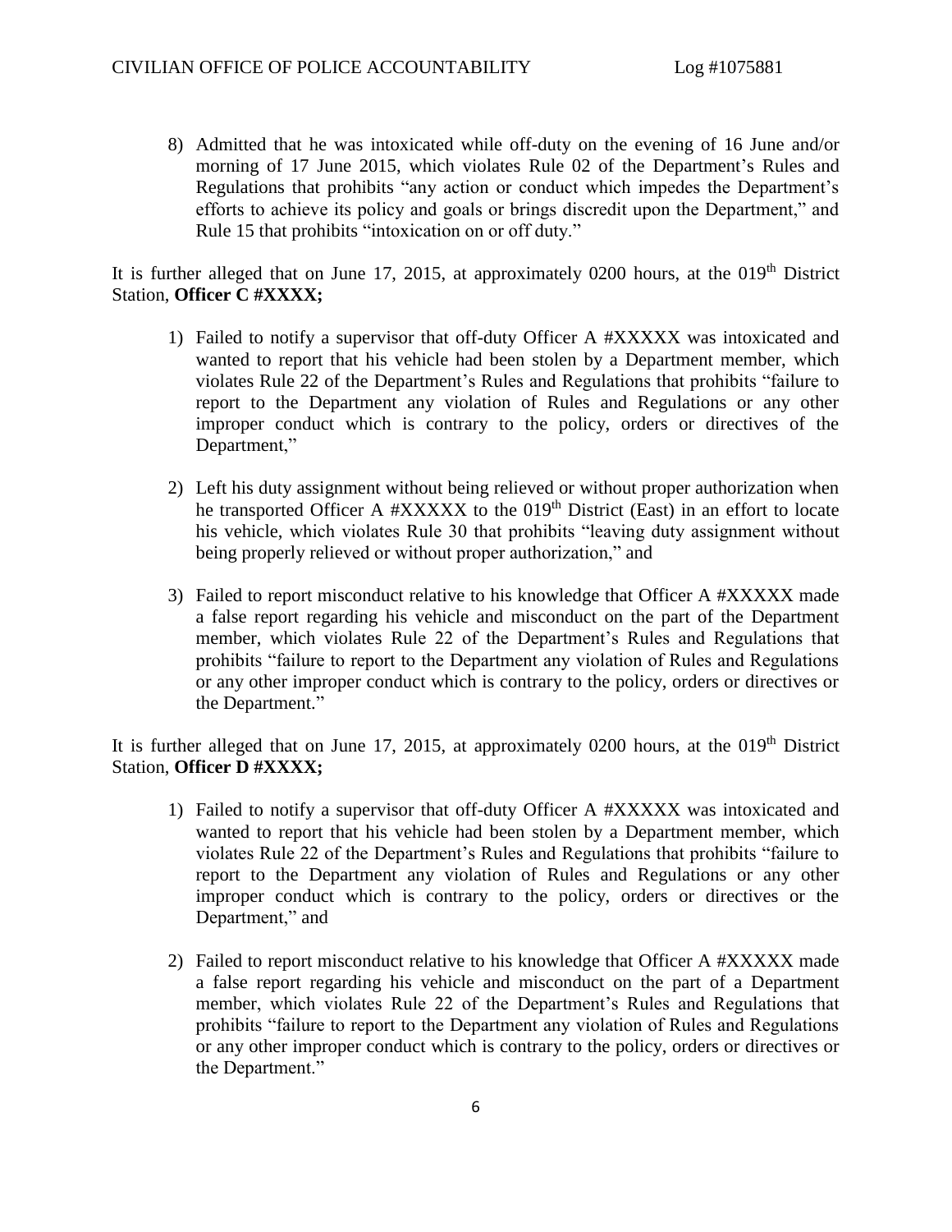8) Admitted that he was intoxicated while off-duty on the evening of 16 June and/or morning of 17 June 2015, which violates Rule 02 of the Department's Rules and Regulations that prohibits "any action or conduct which impedes the Department's efforts to achieve its policy and goals or brings discredit upon the Department," and Rule 15 that prohibits "intoxication on or off duty."

It is further alleged that on June 17, 2015, at approximately 0200 hours, at the 019th District Station, **Officer C #XXXX;**

1) Failed to notify a supervisor that off-duty Officer A #XXXXX was intoxicated and wanted to report that his vehicle had been stolen by a Department member, which violates Rule 22 of the Department's Rules and Regulations that prohibits "failure to report to the Department any violation of Rules and Regulations or any other improper conduct which is contrary to the policy, orders or directives of the Department,"

2) Left his duty assignment without being relieved or without proper authorization when he transported Officer A #XXXXX to the 019th District (East) in an effort to locate his vehicle, which violates Rule 30 that prohibits "leaving duty assignment without being properly relieved or without proper authorization," and

3) Failed to report misconduct relative to his knowledge that Officer A #XXXXX made a false report regarding his vehicle and misconduct on the part of the Department member, which violates Rule 22 of the Department's Rules and Regulations that prohibits "failure to report to the Department any violation of Rules and Regulations or any other improper conduct which is contrary to the policy, orders or directives or the Department."

It is further alleged that on June 17, 2015, at approximately 0200 hours, at the 019th District Station, **Officer D #XXXX;**

1) Failed to notify a supervisor that off-duty Officer A #XXXXX was intoxicated and wanted to report that his vehicle had been stolen by a Department member, which violates Rule 22 of the Department's Rules and Regulations that prohibits "failure to report to the Department any violation of Rules and Regulations or any other improper conduct which is contrary to the policy, orders or directives or the Department," and

2) Failed to report misconduct relative to his knowledge that Officer A #XXXXX made a false report regarding his vehicle and misconduct on the part of a Department member, which violates Rule 22 of the Department's Rules and Regulations that prohibits "failure to report to the Department any violation of Rules and Regulations or any other improper conduct which is contrary to the policy, orders or directives or the Department."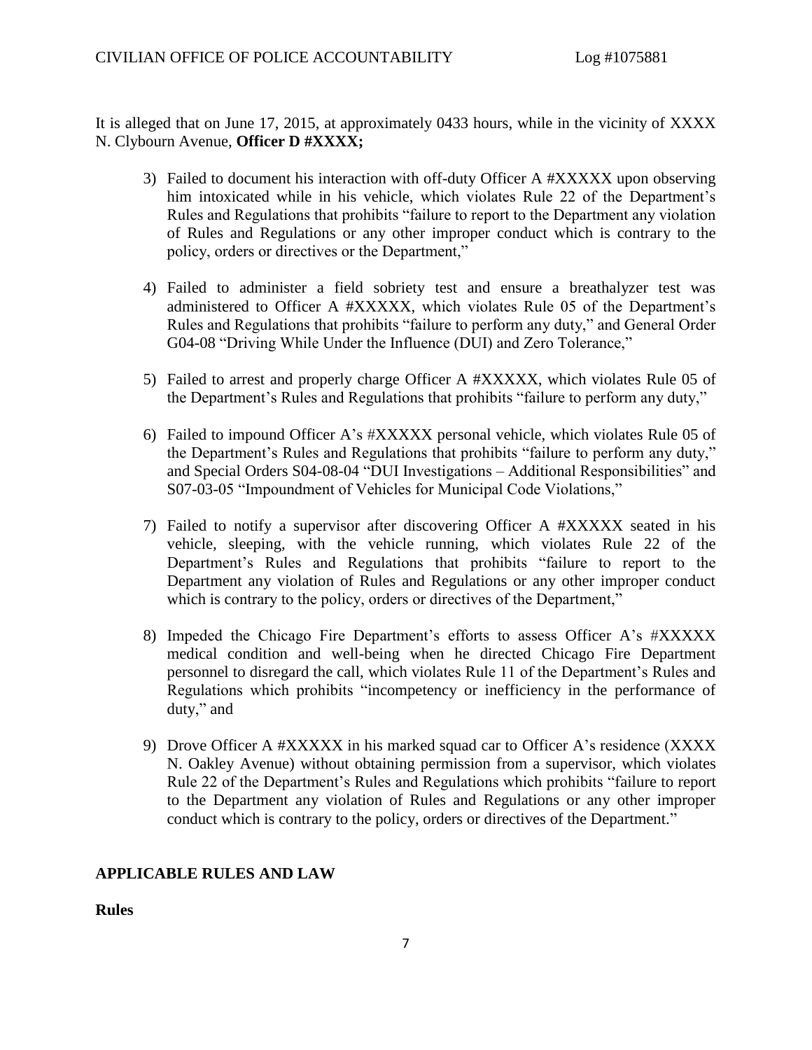It is alleged that on June 17, 2015, at approximately 0433 hours, while in the vicinity of XXXX N. Clybourn Avenue, **Officer D #XXXX;**

3) Failed to document his interaction with off-duty Officer A #XXXXX upon observing him intoxicated while in his vehicle, which violates Rule 22 of the Department's Rules and Regulations that prohibits "failure to report to the Department any violation of Rules and Regulations or any other improper conduct which is contrary to the policy, orders or directives or the Department,"

4) Failed to administer a field sobriety test and ensure a breathalyzer test was administered to Officer A #XXXXX, which violates Rule 05 of the Department's Rules and Regulations that prohibits "failure to perform any duty," and General Order G04-08 "Driving While Under the Influence (DUI) and Zero Tolerance,"

5) Failed to arrest and properly charge Officer A #XXXXX, which violates Rule 05 of the Department's Rules and Regulations that prohibits "failure to perform any duty,"

6) Failed to impound Officer A's #XXXXX personal vehicle, which violates Rule 05 of the Department's Rules and Regulations that prohibits "failure to perform any duty," and Special Orders S04-08-04 "DUI Investigations – Additional Responsibilities" and S07-03-05 "Impoundment of Vehicles for Municipal Code Violations,"

7) Failed to notify a supervisor after discovering Officer A #XXXXX seated in his vehicle, sleeping, with the vehicle running, which violates Rule 22 of the Department's Rules and Regulations that prohibits "failure to report to the Department any violation of Rules and Regulations or any other improper conduct which is contrary to the policy, orders or directives of the Department,"

8) Impeded the Chicago Fire Department's efforts to assess Officer A's #XXXXX medical condition and well-being when he directed Chicago Fire Department personnel to disregard the call, which violates Rule 11 of the Department's Rules and Regulations which prohibits "incompetency or inefficiency in the performance of duty," and

9) Drove Officer A #XXXXX in his marked squad car to Officer A's residence (XXXX N. Oakley Avenue) without obtaining permission from a supervisor, which violates Rule 22 of the Department's Rules and Regulations which prohibits "failure to report to the Department any violation of Rules and Regulations or any other improper conduct which is contrary to the policy, orders or directives of the Department."

## APPLICABLE RULES AND LAW

### Rules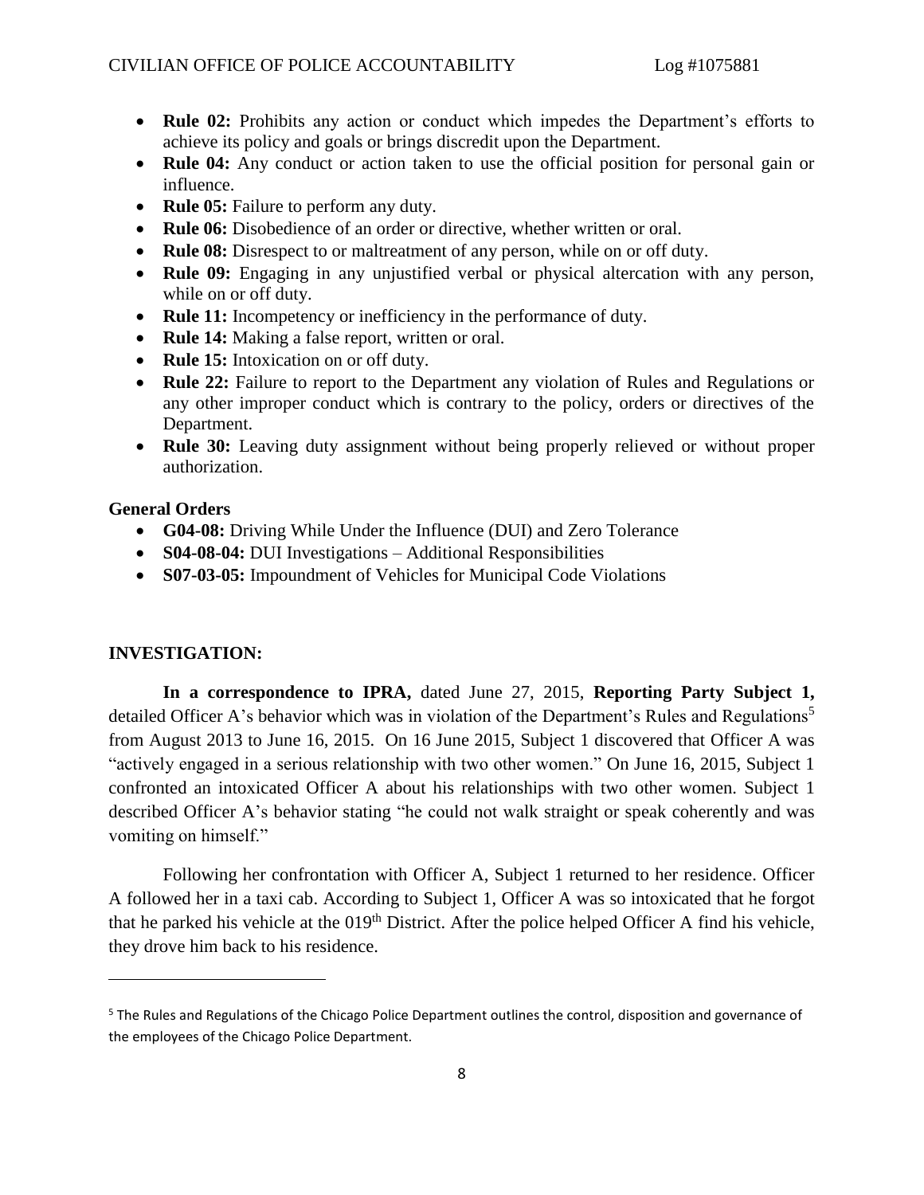- **Rule 02:** Prohibits any action or conduct which impedes the Department's efforts to achieve its policy and goals or brings discredit upon the Department.
- **Rule 04:** Any conduct or action taken to use the official position for personal gain or influence.
- **Rule 05:** Failure to perform any duty.
- **Rule 06:** Disobedience of an order or directive, whether written or oral.
- **Rule 08:** Disrespect to or maltreatment of any person, while on or off duty.
- **Rule 09:** Engaging in any unjustified verbal or physical altercation with any person, while on or off duty.
- **Rule 11:** Incompetency or inefficiency in the performance of duty.
- **Rule 14:** Making a false report, written or oral.
- **Rule 15:** Intoxication on or off duty.
- **Rule 22:** Failure to report to the Department any violation of Rules and Regulations or any other improper conduct which is contrary to the policy, orders or directives of the Department.
- **Rule 30:** Leaving duty assignment without being properly relieved or without proper authorization.

**General Orders**

- **G04-08:** Driving While Under the Influence (DUI) and Zero Tolerance
- **S04-08-04:** DUI Investigations – Additional Responsibilities
- **S07-03-05:** Impoundment of Vehicles for Municipal Code Violations

## INVESTIGATION:

**In a correspondence to IPRA,** dated June 27, 2015, **Reporting Party Subject 1,** detailed Officer A's behavior which was in violation of the Department's Rules and Regulations[5] from August 2013 to June 16, 2015. On 16 June 2015, Subject 1 discovered that Officer A was "actively engaged in a serious relationship with two other women." On June 16, 2015, Subject 1 confronted an intoxicated Officer A about his relationships with two other women. Subject 1 described Officer A's behavior stating "he could not walk straight or speak coherently and was vomiting on himself."

Following her confrontation with Officer A, Subject 1 returned to her residence. Officer A followed her in a taxi cab. According to Subject 1, Officer A was so intoxicated that he forgot that he parked his vehicle at the 019th District. After the police helped Officer A find his vehicle, they drove him back to his residence.

---

[5] The Rules and Regulations of the Chicago Police Department outlines the control, disposition and governance of the employees of the Chicago Police Department.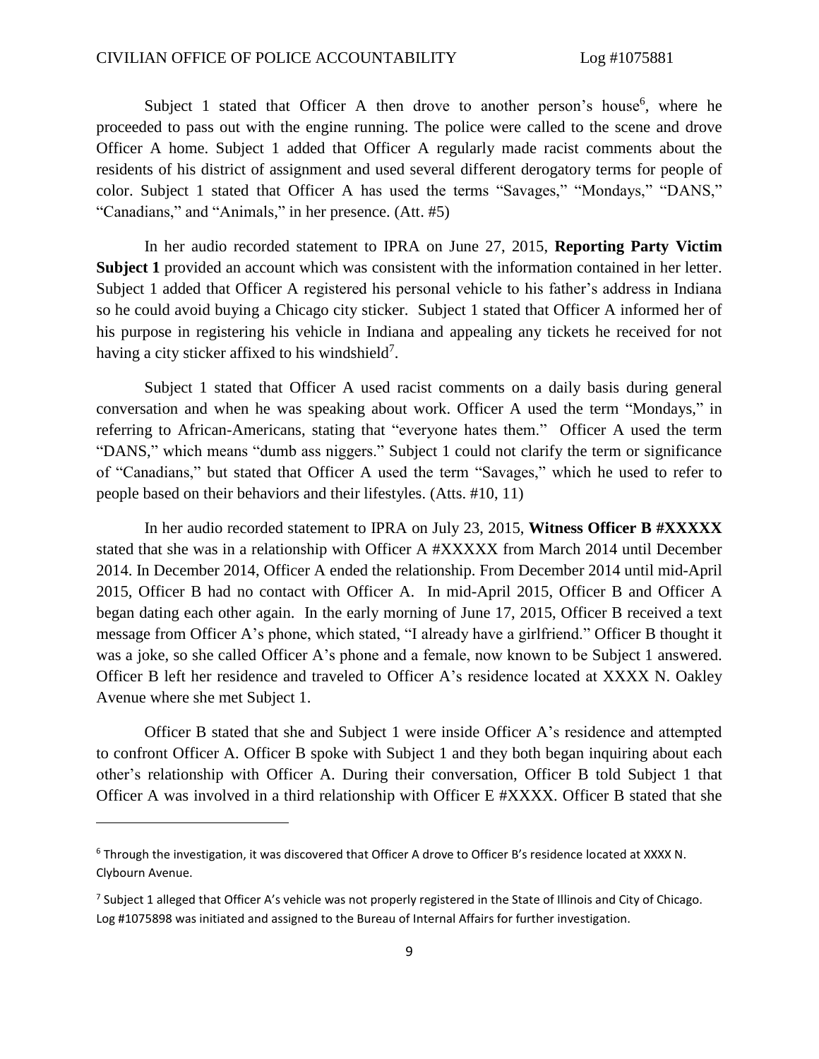Subject 1 stated that Officer A then drove to another person's house[6], where he proceeded to pass out with the engine running. The police were called to the scene and drove Officer A home. Subject 1 added that Officer A regularly made racist comments about the residents of his district of assignment and used several different derogatory terms for people of color. Subject 1 stated that Officer A has used the terms "Savages," "Mondays," "DANS," "Canadians," and "Animals," in her presence. (Att. #5)

In her audio recorded statement to IPRA on June 27, 2015, **Reporting Party Victim Subject 1** provided an account which was consistent with the information contained in her letter. Subject 1 added that Officer A registered his personal vehicle to his father's address in Indiana so he could avoid buying a Chicago city sticker. Subject 1 stated that Officer A informed her of his purpose in registering his vehicle in Indiana and appealing any tickets he received for not having a city sticker affixed to his windshield[7].

Subject 1 stated that Officer A used racist comments on a daily basis during general conversation and when he was speaking about work. Officer A used the term "Mondays," in referring to African-Americans, stating that "everyone hates them." Officer A used the term "DANS," which means "dumb ass niggers." Subject 1 could not clarify the term or significance of "Canadians," but stated that Officer A used the term "Savages," which he used to refer to people based on their behaviors and their lifestyles. (Atts. #10, 11)

In her audio recorded statement to IPRA on July 23, 2015, **Witness Officer B #XXXXX** stated that she was in a relationship with Officer A #XXXXX from March 2014 until December 2014. In December 2014, Officer A ended the relationship. From December 2014 until mid-April 2015, Officer B had no contact with Officer A. In mid-April 2015, Officer B and Officer A began dating each other again. In the early morning of June 17, 2015, Officer B received a text message from Officer A's phone, which stated, "I already have a girlfriend." Officer B thought it was a joke, so she called Officer A's phone and a female, now known to be Subject 1 answered. Officer B left her residence and traveled to Officer A's residence located at XXXX N. Oakley Avenue where she met Subject 1.

Officer B stated that she and Subject 1 were inside Officer A's residence and attempted to confront Officer A. Officer B spoke with Subject 1 and they both began inquiring about each other's relationship with Officer A. During their conversation, Officer B told Subject 1 that Officer A was involved in a third relationship with Officer E #XXXX. Officer B stated that she

---

[6] Through the investigation, it was discovered that Officer A drove to Officer B's residence located at XXXX N. Clybourn Avenue.

[7] Subject 1 alleged that Officer A's vehicle was not properly registered in the State of Illinois and City of Chicago. Log #1075898 was initiated and assigned to the Bureau of Internal Affairs for further investigation.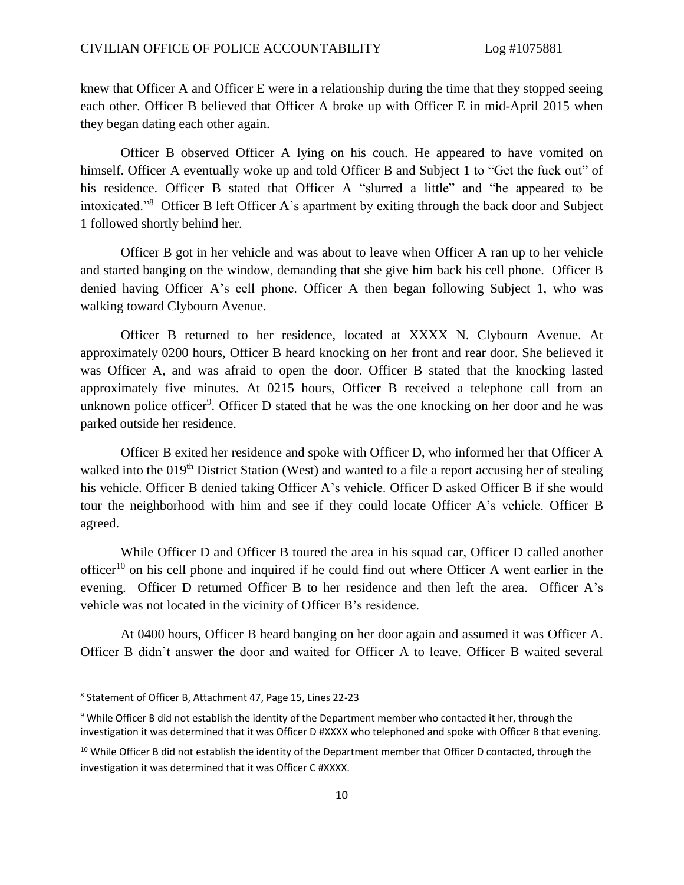knew that Officer A and Officer E were in a relationship during the time that they stopped seeing each other. Officer B believed that Officer A broke up with Officer E in mid-April 2015 when they began dating each other again.

Officer B observed Officer A lying on his couch. He appeared to have vomited on himself. Officer A eventually woke up and told Officer B and Subject 1 to "Get the fuck out" of his residence. Officer B stated that Officer A "slurred a little" and "he appeared to be intoxicated."[8] Officer B left Officer A's apartment by exiting through the back door and Subject 1 followed shortly behind her.

Officer B got in her vehicle and was about to leave when Officer A ran up to her vehicle and started banging on the window, demanding that she give him back his cell phone. Officer B denied having Officer A's cell phone. Officer A then began following Subject 1, who was walking toward Clybourn Avenue.

Officer B returned to her residence, located at XXXX N. Clybourn Avenue. At approximately 0200 hours, Officer B heard knocking on her front and rear door. She believed it was Officer A, and was afraid to open the door. Officer B stated that the knocking lasted approximately five minutes. At 0215 hours, Officer B received a telephone call from an unknown police officer[9]. Officer D stated that he was the one knocking on her door and he was parked outside her residence.

Officer B exited her residence and spoke with Officer D, who informed her that Officer A walked into the 019th District Station (West) and wanted to a file a report accusing her of stealing his vehicle. Officer B denied taking Officer A's vehicle. Officer D asked Officer B if she would tour the neighborhood with him and see if they could locate Officer A's vehicle. Officer B agreed.

While Officer D and Officer B toured the area in his squad car, Officer D called another officer[10] on his cell phone and inquired if he could find out where Officer A went earlier in the evening. Officer D returned Officer B to her residence and then left the area. Officer A's vehicle was not located in the vicinity of Officer B's residence.

At 0400 hours, Officer B heard banging on her door again and assumed it was Officer A. Officer B didn't answer the door and waited for Officer A to leave. Officer B waited several

---

[8] Statement of Officer B, Attachment 47, Page 15, Lines 22-23

[9] While Officer B did not establish the identity of the Department member who contacted it her, through the investigation it was determined that it was Officer D #XXXX who telephoned and spoke with Officer B that evening.

[10] While Officer B did not establish the identity of the Department member that Officer D contacted, through the investigation it was determined that it was Officer C #XXXX.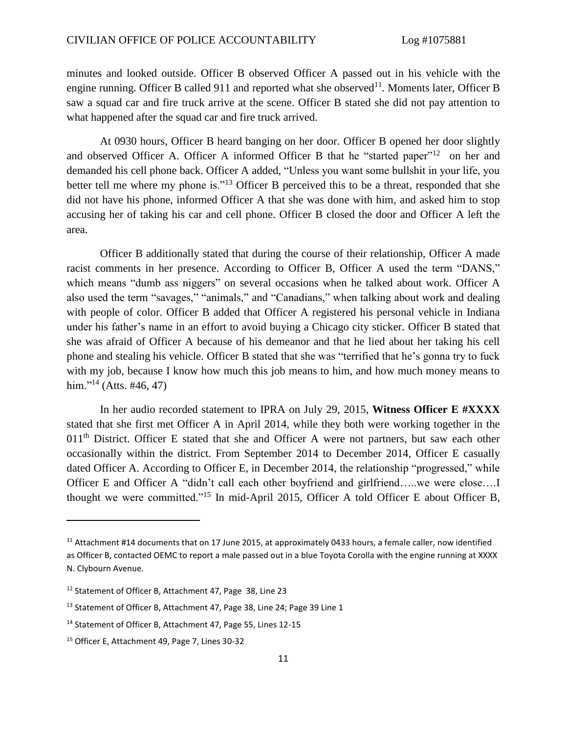minutes and looked outside. Officer B observed Officer A passed out in his vehicle with the engine running. Officer B called 911 and reported what she observed[11]. Moments later, Officer B saw a squad car and fire truck arrive at the scene. Officer B stated she did not pay attention to what happened after the squad car and fire truck arrived.

At 0930 hours, Officer B heard banging on her door. Officer B opened her door slightly and observed Officer A. Officer A informed Officer B that he "started paper"[12] on her and demanded his cell phone back. Officer A added, "Unless you want some bullshit in your life, you better tell me where my phone is."[13] Officer B perceived this to be a threat, responded that she did not have his phone, informed Officer A that she was done with him, and asked him to stop accusing her of taking his car and cell phone. Officer B closed the door and Officer A left the area.

Officer B additionally stated that during the course of their relationship, Officer A made racist comments in her presence. According to Officer B, Officer A used the term "DANS," which means "dumb ass niggers" on several occasions when he talked about work. Officer A also used the term "savages," "animals," and "Canadians," when talking about work and dealing with people of color. Officer B added that Officer A registered his personal vehicle in Indiana under his father's name in an effort to avoid buying a Chicago city sticker. Officer B stated that she was afraid of Officer A because of his demeanor and that he lied about her taking his cell phone and stealing his vehicle. Officer B stated that she was "terrified that he's gonna try to fuck with my job, because I know how much this job means to him, and how much money means to him."[14] (Atts. #46, 47)

In her audio recorded statement to IPRA on July 29, 2015, **Witness Officer E #XXXX** stated that she first met Officer A in April 2014, while they both were working together in the 011th District. Officer E stated that she and Officer A were not partners, but saw each other occasionally within the district. From September 2014 to December 2014, Officer E casually dated Officer A. According to Officer E, in December 2014, the relationship "progressed," while Officer E and Officer A "didn't call each other boyfriend and girlfriend…..we were close….I thought we were committed."[15] In mid-April 2015, Officer A told Officer E about Officer B,

---

[11] Attachment #14 documents that on 17 June 2015, at approximately 0433 hours, a female caller, now identified as Officer B, contacted OEMC to report a male passed out in a blue Toyota Corolla with the engine running at XXXX N. Clybourn Avenue.

[12] Statement of Officer B, Attachment 47, Page 38, Line 23

[13] Statement of Officer B, Attachment 47, Page 38, Line 24; Page 39 Line 1

[14] Statement of Officer B, Attachment 47, Page 55, Lines 12-15

[15] Officer E, Attachment 49, Page 7, Lines 30-32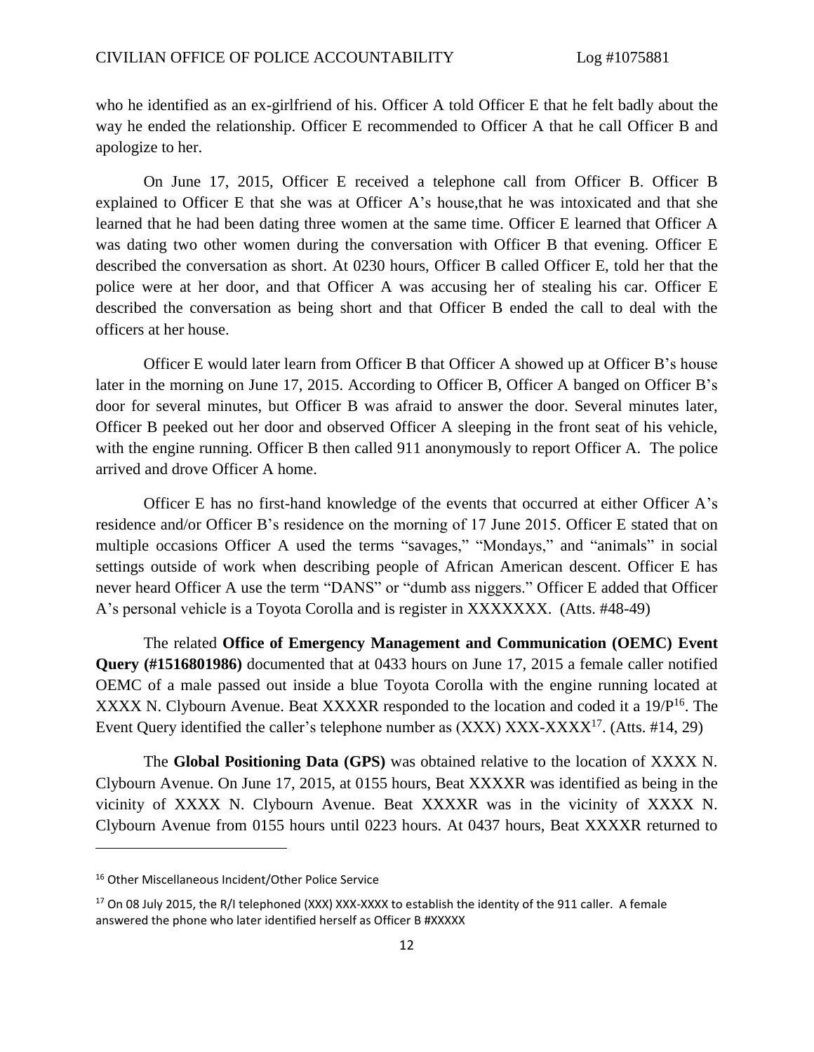who he identified as an ex-girlfriend of his. Officer A told Officer E that he felt badly about the way he ended the relationship. Officer E recommended to Officer A that he call Officer B and apologize to her.

On June 17, 2015, Officer E received a telephone call from Officer B. Officer B explained to Officer E that she was at Officer A's house,that he was intoxicated and that she learned that he had been dating three women at the same time. Officer E learned that Officer A was dating two other women during the conversation with Officer B that evening. Officer E described the conversation as short. At 0230 hours, Officer B called Officer E, told her that the police were at her door, and that Officer A was accusing her of stealing his car. Officer E described the conversation as being short and that Officer B ended the call to deal with the officers at her house.

Officer E would later learn from Officer B that Officer A showed up at Officer B's house later in the morning on June 17, 2015. According to Officer B, Officer A banged on Officer B's door for several minutes, but Officer B was afraid to answer the door. Several minutes later, Officer B peeked out her door and observed Officer A sleeping in the front seat of his vehicle, with the engine running. Officer B then called 911 anonymously to report Officer A. The police arrived and drove Officer A home.

Officer E has no first-hand knowledge of the events that occurred at either Officer A's residence and/or Officer B's residence on the morning of 17 June 2015. Officer E stated that on multiple occasions Officer A used the terms "savages," "Mondays," and "animals" in social settings outside of work when describing people of African American descent. Officer E has never heard Officer A use the term "DANS" or "dumb ass niggers." Officer E added that Officer A's personal vehicle is a Toyota Corolla and is register in XXXXXXX. (Atts. #48-49)

The related **Office of Emergency Management and Communication (OEMC) Event Query (#1516801986)** documented that at 0433 hours on June 17, 2015 a female caller notified OEMC of a male passed out inside a blue Toyota Corolla with the engine running located at XXXX N. Clybourn Avenue. Beat XXXXR responded to the location and coded it a 19/P[16]. The Event Query identified the caller's telephone number as (XXX) XXX-XXXX[17]. (Atts. #14, 29)

The **Global Positioning Data (GPS)** was obtained relative to the location of XXXX N. Clybourn Avenue. On June 17, 2015, at 0155 hours, Beat XXXXR was identified as being in the vicinity of XXXX N. Clybourn Avenue. Beat XXXXR was in the vicinity of XXXX N. Clybourn Avenue from 0155 hours until 0223 hours. At 0437 hours, Beat XXXXR returned to

---

[16] Other Miscellaneous Incident/Other Police Service

[17] On 08 July 2015, the R/I telephoned (XXX) XXX-XXXX to establish the identity of the 911 caller. A female answered the phone who later identified herself as Officer B #XXXXX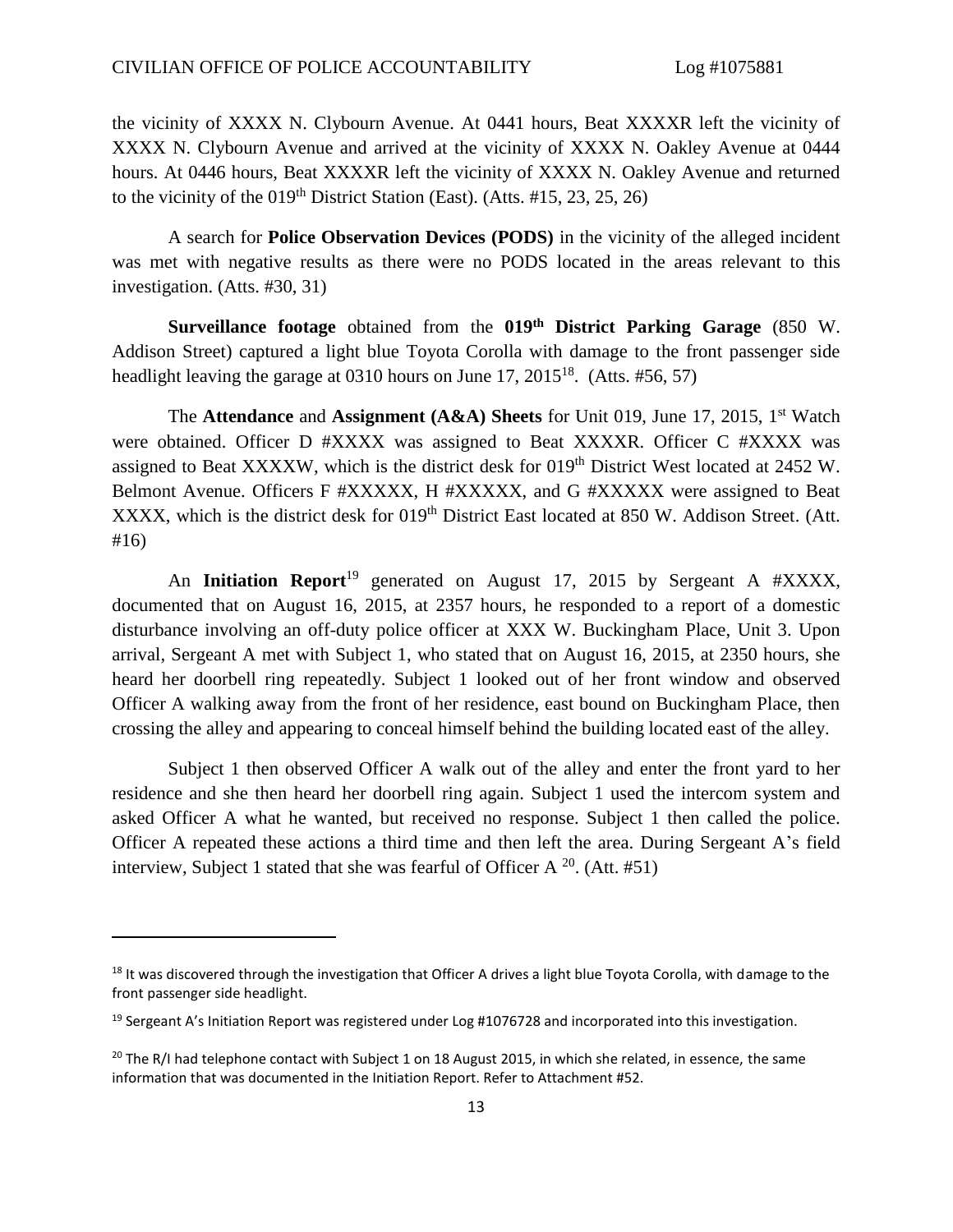the vicinity of XXXX N. Clybourn Avenue. At 0441 hours, Beat XXXXR left the vicinity of XXXX N. Clybourn Avenue and arrived at the vicinity of XXXX N. Oakley Avenue at 0444 hours. At 0446 hours, Beat XXXXR left the vicinity of XXXX N. Oakley Avenue and returned to the vicinity of the 019th District Station (East). (Atts. #15, 23, 25, 26)

A search for **Police Observation Devices (PODS)** in the vicinity of the alleged incident was met with negative results as there were no PODS located in the areas relevant to this investigation. (Atts. #30, 31)

**Surveillance footage** obtained from the **019th District Parking Garage** (850 W. Addison Street) captured a light blue Toyota Corolla with damage to the front passenger side headlight leaving the garage at 0310 hours on June 17, 2015[18]. (Atts. #56, 57)

The **Attendance** and **Assignment (A&A) Sheets** for Unit 019, June 17, 2015, 1st Watch were obtained. Officer D #XXXX was assigned to Beat XXXXR. Officer C #XXXX was assigned to Beat XXXXW, which is the district desk for 019th District West located at 2452 W. Belmont Avenue. Officers F #XXXXX, H #XXXXX, and G #XXXXX were assigned to Beat XXXX, which is the district desk for 019th District East located at 850 W. Addison Street. (Att. #16)

An **Initiation Report**[19] generated on August 17, 2015 by Sergeant A #XXXX, documented that on August 16, 2015, at 2357 hours, he responded to a report of a domestic disturbance involving an off-duty police officer at XXX W. Buckingham Place, Unit 3. Upon arrival, Sergeant A met with Subject 1, who stated that on August 16, 2015, at 2350 hours, she heard her doorbell ring repeatedly. Subject 1 looked out of her front window and observed Officer A walking away from the front of her residence, east bound on Buckingham Place, then crossing the alley and appearing to conceal himself behind the building located east of the alley.

Subject 1 then observed Officer A walk out of the alley and enter the front yard to her residence and she then heard her doorbell ring again. Subject 1 used the intercom system and asked Officer A what he wanted, but received no response. Subject 1 then called the police. Officer A repeated these actions a third time and then left the area. During Sergeant A's field interview, Subject 1 stated that she was fearful of Officer A [20]. (Att. #51)

---

[18] It was discovered through the investigation that Officer A drives a light blue Toyota Corolla, with damage to the front passenger side headlight.

[19] Sergeant A's Initiation Report was registered under Log #1076728 and incorporated into this investigation.

[20] The R/I had telephone contact with Subject 1 on 18 August 2015, in which she related, in essence, the same information that was documented in the Initiation Report. Refer to Attachment #52.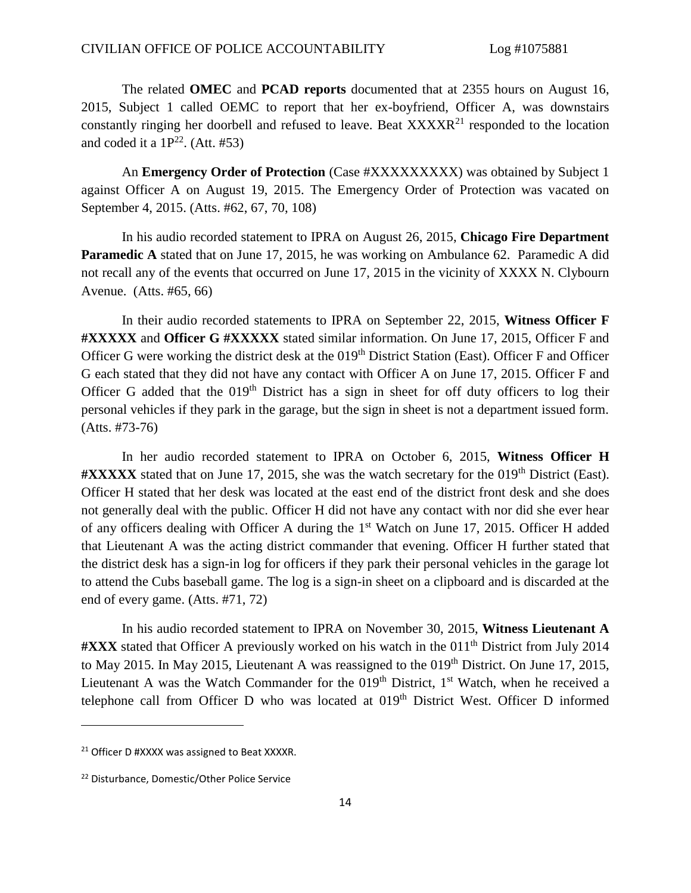The related **OMEC** and **PCAD reports** documented that at 2355 hours on August 16, 2015, Subject 1 called OEMC to report that her ex-boyfriend, Officer A, was downstairs constantly ringing her doorbell and refused to leave. Beat XXXXR[21] responded to the location and coded it a 1P[22]. (Att. #53)

An **Emergency Order of Protection** (Case #XXXXXXXXX) was obtained by Subject 1 against Officer A on August 19, 2015. The Emergency Order of Protection was vacated on September 4, 2015. (Atts. #62, 67, 70, 108)

In his audio recorded statement to IPRA on August 26, 2015, **Chicago Fire Department Paramedic A** stated that on June 17, 2015, he was working on Ambulance 62. Paramedic A did not recall any of the events that occurred on June 17, 2015 in the vicinity of XXXX N. Clybourn Avenue. (Atts. #65, 66)

In their audio recorded statements to IPRA on September 22, 2015, **Witness Officer F #XXXXX** and **Officer G #XXXXX** stated similar information. On June 17, 2015, Officer F and Officer G were working the district desk at the 019th District Station (East). Officer F and Officer G each stated that they did not have any contact with Officer A on June 17, 2015. Officer F and Officer G added that the 019th District has a sign in sheet for off duty officers to log their personal vehicles if they park in the garage, but the sign in sheet is not a department issued form. (Atts. #73-76)

In her audio recorded statement to IPRA on October 6, 2015, **Witness Officer H #XXXXX** stated that on June 17, 2015, she was the watch secretary for the 019th District (East). Officer H stated that her desk was located at the east end of the district front desk and she does not generally deal with the public. Officer H did not have any contact with nor did she ever hear of any officers dealing with Officer A during the 1st Watch on June 17, 2015. Officer H added that Lieutenant A was the acting district commander that evening. Officer H further stated that the district desk has a sign-in log for officers if they park their personal vehicles in the garage lot to attend the Cubs baseball game. The log is a sign-in sheet on a clipboard and is discarded at the end of every game. (Atts. #71, 72)

In his audio recorded statement to IPRA on November 30, 2015, **Witness Lieutenant A #XXX** stated that Officer A previously worked on his watch in the 011th District from July 2014 to May 2015. In May 2015, Lieutenant A was reassigned to the 019th District. On June 17, 2015, Lieutenant A was the Watch Commander for the 019th District, 1st Watch, when he received a telephone call from Officer D who was located at 019th District West. Officer D informed

---

[21] Officer D #XXXX was assigned to Beat XXXXR.

[22] Disturbance, Domestic/Other Police Service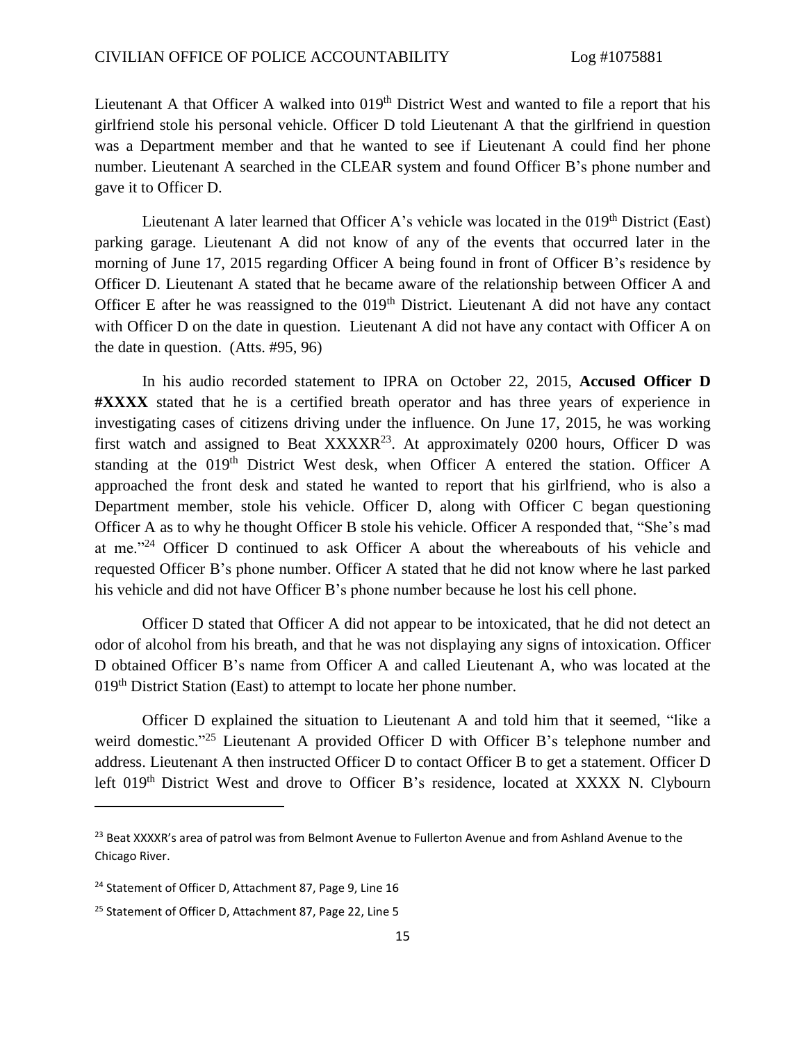Lieutenant A that Officer A walked into 019th District West and wanted to file a report that his girlfriend stole his personal vehicle. Officer D told Lieutenant A that the girlfriend in question was a Department member and that he wanted to see if Lieutenant A could find her phone number. Lieutenant A searched in the CLEAR system and found Officer B's phone number and gave it to Officer D.

Lieutenant A later learned that Officer A's vehicle was located in the 019th District (East) parking garage. Lieutenant A did not know of any of the events that occurred later in the morning of June 17, 2015 regarding Officer A being found in front of Officer B's residence by Officer D. Lieutenant A stated that he became aware of the relationship between Officer A and Officer E after he was reassigned to the 019th District. Lieutenant A did not have any contact with Officer D on the date in question. Lieutenant A did not have any contact with Officer A on the date in question. (Atts. #95, 96)

In his audio recorded statement to IPRA on October 22, 2015, **Accused Officer D #XXXX** stated that he is a certified breath operator and has three years of experience in investigating cases of citizens driving under the influence. On June 17, 2015, he was working first watch and assigned to Beat XXXXR[23]. At approximately 0200 hours, Officer D was standing at the 019th District West desk, when Officer A entered the station. Officer A approached the front desk and stated he wanted to report that his girlfriend, who is also a Department member, stole his vehicle. Officer D, along with Officer C began questioning Officer A as to why he thought Officer B stole his vehicle. Officer A responded that, "She's mad at me."[24] Officer D continued to ask Officer A about the whereabouts of his vehicle and requested Officer B's phone number. Officer A stated that he did not know where he last parked his vehicle and did not have Officer B's phone number because he lost his cell phone.

Officer D stated that Officer A did not appear to be intoxicated, that he did not detect an odor of alcohol from his breath, and that he was not displaying any signs of intoxication. Officer D obtained Officer B's name from Officer A and called Lieutenant A, who was located at the 019th District Station (East) to attempt to locate her phone number.

Officer D explained the situation to Lieutenant A and told him that it seemed, "like a weird domestic."[25] Lieutenant A provided Officer D with Officer B's telephone number and address. Lieutenant A then instructed Officer D to contact Officer B to get a statement. Officer D left 019th District West and drove to Officer B's residence, located at XXXX N. Clybourn

---

[23] Beat XXXXR's area of patrol was from Belmont Avenue to Fullerton Avenue and from Ashland Avenue to the Chicago River.

[24] Statement of Officer D, Attachment 87, Page 9, Line 16

[25] Statement of Officer D, Attachment 87, Page 22, Line 5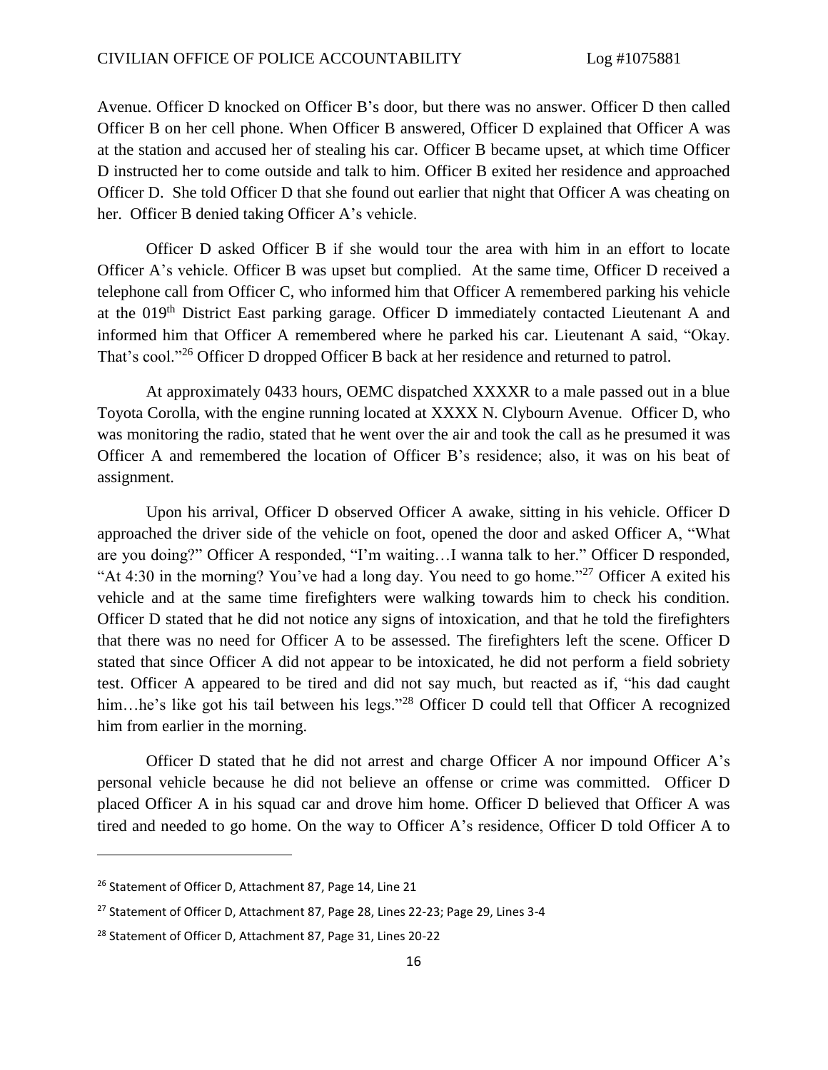Avenue. Officer D knocked on Officer B's door, but there was no answer. Officer D then called Officer B on her cell phone. When Officer B answered, Officer D explained that Officer A was at the station and accused her of stealing his car. Officer B became upset, at which time Officer D instructed her to come outside and talk to him. Officer B exited her residence and approached Officer D. She told Officer D that she found out earlier that night that Officer A was cheating on her. Officer B denied taking Officer A's vehicle.

Officer D asked Officer B if she would tour the area with him in an effort to locate Officer A's vehicle. Officer B was upset but complied. At the same time, Officer D received a telephone call from Officer C, who informed him that Officer A remembered parking his vehicle at the 019th District East parking garage. Officer D immediately contacted Lieutenant A and informed him that Officer A remembered where he parked his car. Lieutenant A said, "Okay. That's cool."[26] Officer D dropped Officer B back at her residence and returned to patrol.

At approximately 0433 hours, OEMC dispatched XXXXR to a male passed out in a blue Toyota Corolla, with the engine running located at XXXX N. Clybourn Avenue. Officer D, who was monitoring the radio, stated that he went over the air and took the call as he presumed it was Officer A and remembered the location of Officer B's residence; also, it was on his beat of assignment.

Upon his arrival, Officer D observed Officer A awake, sitting in his vehicle. Officer D approached the driver side of the vehicle on foot, opened the door and asked Officer A, "What are you doing?" Officer A responded, "I'm waiting…I wanna talk to her." Officer D responded, "At 4:30 in the morning? You've had a long day. You need to go home."[27] Officer A exited his vehicle and at the same time firefighters were walking towards him to check his condition. Officer D stated that he did not notice any signs of intoxication, and that he told the firefighters that there was no need for Officer A to be assessed. The firefighters left the scene. Officer D stated that since Officer A did not appear to be intoxicated, he did not perform a field sobriety test. Officer A appeared to be tired and did not say much, but reacted as if, "his dad caught him…he's like got his tail between his legs."[28] Officer D could tell that Officer A recognized him from earlier in the morning.

Officer D stated that he did not arrest and charge Officer A nor impound Officer A's personal vehicle because he did not believe an offense or crime was committed. Officer D placed Officer A in his squad car and drove him home. Officer D believed that Officer A was tired and needed to go home. On the way to Officer A's residence, Officer D told Officer A to

---

[26] Statement of Officer D, Attachment 87, Page 14, Line 21

[27] Statement of Officer D, Attachment 87, Page 28, Lines 22-23; Page 29, Lines 3-4

[28] Statement of Officer D, Attachment 87, Page 31, Lines 20-22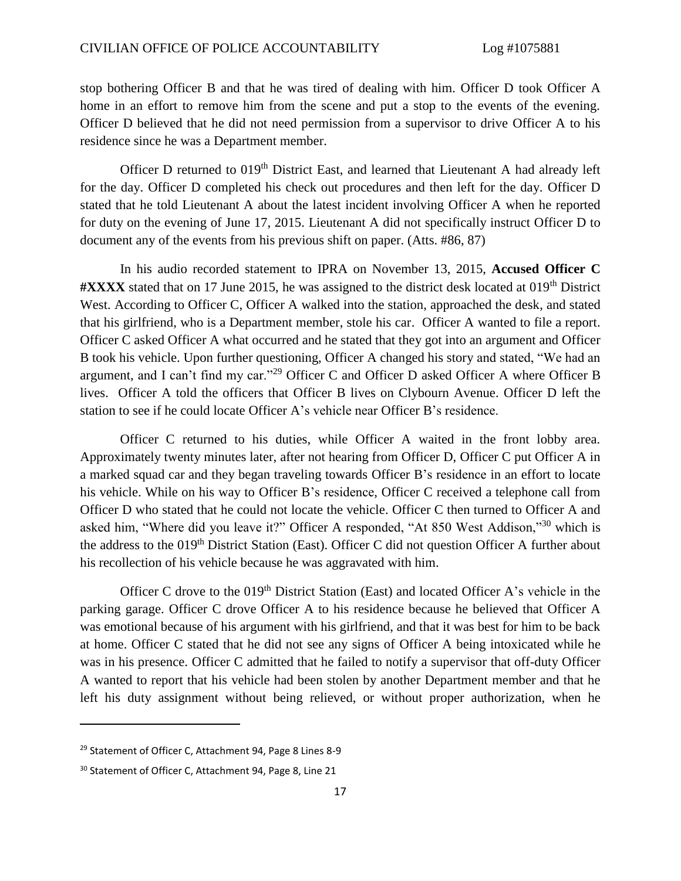stop bothering Officer B and that he was tired of dealing with him. Officer D took Officer A home in an effort to remove him from the scene and put a stop to the events of the evening. Officer D believed that he did not need permission from a supervisor to drive Officer A to his residence since he was a Department member.

Officer D returned to 019th District East, and learned that Lieutenant A had already left for the day. Officer D completed his check out procedures and then left for the day. Officer D stated that he told Lieutenant A about the latest incident involving Officer A when he reported for duty on the evening of June 17, 2015. Lieutenant A did not specifically instruct Officer D to document any of the events from his previous shift on paper. (Atts. #86, 87)

In his audio recorded statement to IPRA on November 13, 2015, **Accused Officer C #XXXX** stated that on 17 June 2015, he was assigned to the district desk located at 019th District West. According to Officer C, Officer A walked into the station, approached the desk, and stated that his girlfriend, who is a Department member, stole his car. Officer A wanted to file a report. Officer C asked Officer A what occurred and he stated that they got into an argument and Officer B took his vehicle. Upon further questioning, Officer A changed his story and stated, "We had an argument, and I can't find my car."[29] Officer C and Officer D asked Officer A where Officer B lives. Officer A told the officers that Officer B lives on Clybourn Avenue. Officer D left the station to see if he could locate Officer A's vehicle near Officer B's residence.

Officer C returned to his duties, while Officer A waited in the front lobby area. Approximately twenty minutes later, after not hearing from Officer D, Officer C put Officer A in a marked squad car and they began traveling towards Officer B's residence in an effort to locate his vehicle. While on his way to Officer B's residence, Officer C received a telephone call from Officer D who stated that he could not locate the vehicle. Officer C then turned to Officer A and asked him, "Where did you leave it?" Officer A responded, "At 850 West Addison,"[30] which is the address to the 019th District Station (East). Officer C did not question Officer A further about his recollection of his vehicle because he was aggravated with him.

Officer C drove to the 019th District Station (East) and located Officer A's vehicle in the parking garage. Officer C drove Officer A to his residence because he believed that Officer A was emotional because of his argument with his girlfriend, and that it was best for him to be back at home. Officer C stated that he did not see any signs of Officer A being intoxicated while he was in his presence. Officer C admitted that he failed to notify a supervisor that off-duty Officer A wanted to report that his vehicle had been stolen by another Department member and that he left his duty assignment without being relieved, or without proper authorization, when he

---

[29] Statement of Officer C, Attachment 94, Page 8 Lines 8-9

[30] Statement of Officer C, Attachment 94, Page 8, Line 21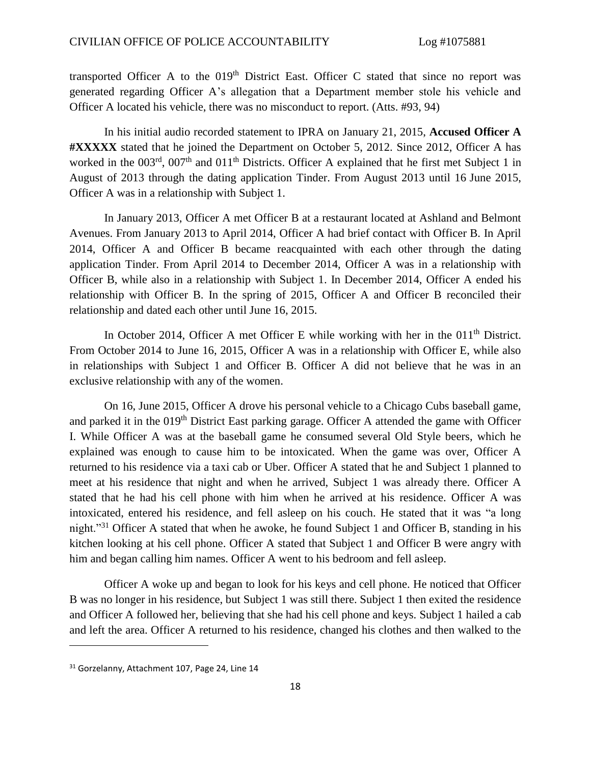transported Officer A to the 019th District East. Officer C stated that since no report was generated regarding Officer A's allegation that a Department member stole his vehicle and Officer A located his vehicle, there was no misconduct to report. (Atts. #93, 94)

In his initial audio recorded statement to IPRA on January 21, 2015, **Accused Officer A #XXXXX** stated that he joined the Department on October 5, 2012. Since 2012, Officer A has worked in the 003rd, 007th and 011th Districts. Officer A explained that he first met Subject 1 in August of 2013 through the dating application Tinder. From August 2013 until 16 June 2015, Officer A was in a relationship with Subject 1.

In January 2013, Officer A met Officer B at a restaurant located at Ashland and Belmont Avenues. From January 2013 to April 2014, Officer A had brief contact with Officer B. In April 2014, Officer A and Officer B became reacquainted with each other through the dating application Tinder. From April 2014 to December 2014, Officer A was in a relationship with Officer B, while also in a relationship with Subject 1. In December 2014, Officer A ended his relationship with Officer B. In the spring of 2015, Officer A and Officer B reconciled their relationship and dated each other until June 16, 2015.

In October 2014, Officer A met Officer E while working with her in the 011th District. From October 2014 to June 16, 2015, Officer A was in a relationship with Officer E, while also in relationships with Subject 1 and Officer B. Officer A did not believe that he was in an exclusive relationship with any of the women.

On 16, June 2015, Officer A drove his personal vehicle to a Chicago Cubs baseball game, and parked it in the 019th District East parking garage. Officer A attended the game with Officer I. While Officer A was at the baseball game he consumed several Old Style beers, which he explained was enough to cause him to be intoxicated. When the game was over, Officer A returned to his residence via a taxi cab or Uber. Officer A stated that he and Subject 1 planned to meet at his residence that night and when he arrived, Subject 1 was already there. Officer A stated that he had his cell phone with him when he arrived at his residence. Officer A was intoxicated, entered his residence, and fell asleep on his couch. He stated that it was "a long night."[31] Officer A stated that when he awoke, he found Subject 1 and Officer B, standing in his kitchen looking at his cell phone. Officer A stated that Subject 1 and Officer B were angry with him and began calling him names. Officer A went to his bedroom and fell asleep.

Officer A woke up and began to look for his keys and cell phone. He noticed that Officer B was no longer in his residence, but Subject 1 was still there. Subject 1 then exited the residence and Officer A followed her, believing that she had his cell phone and keys. Subject 1 hailed a cab and left the area. Officer A returned to his residence, changed his clothes and then walked to the

---

[31] Gorzelanny, Attachment 107, Page 24, Line 14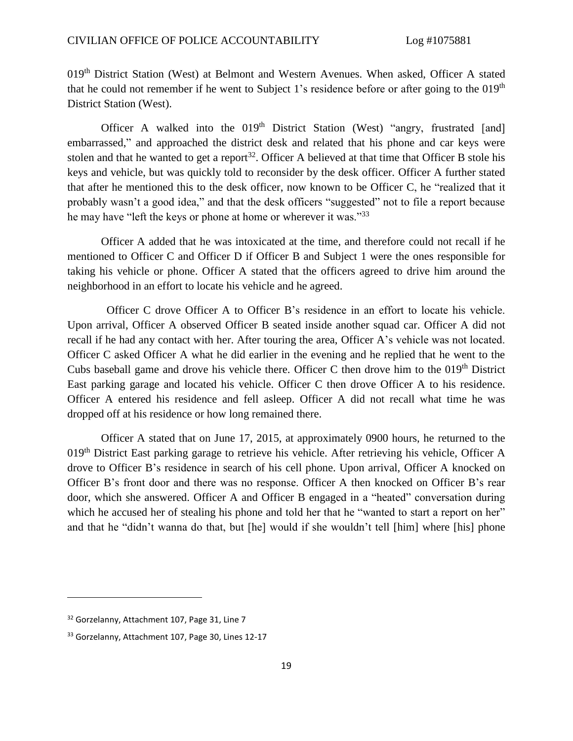019th District Station (West) at Belmont and Western Avenues. When asked, Officer A stated that he could not remember if he went to Subject 1's residence before or after going to the 019th District Station (West).

Officer A walked into the 019th District Station (West) "angry, frustrated [and] embarrassed," and approached the district desk and related that his phone and car keys were stolen and that he wanted to get a report[32]. Officer A believed at that time that Officer B stole his keys and vehicle, but was quickly told to reconsider by the desk officer. Officer A further stated that after he mentioned this to the desk officer, now known to be Officer C, he "realized that it probably wasn't a good idea," and that the desk officers "suggested" not to file a report because he may have "left the keys or phone at home or wherever it was."[33]

Officer A added that he was intoxicated at the time, and therefore could not recall if he mentioned to Officer C and Officer D if Officer B and Subject 1 were the ones responsible for taking his vehicle or phone. Officer A stated that the officers agreed to drive him around the neighborhood in an effort to locate his vehicle and he agreed.

Officer C drove Officer A to Officer B's residence in an effort to locate his vehicle. Upon arrival, Officer A observed Officer B seated inside another squad car. Officer A did not recall if he had any contact with her. After touring the area, Officer A's vehicle was not located. Officer C asked Officer A what he did earlier in the evening and he replied that he went to the Cubs baseball game and drove his vehicle there. Officer C then drove him to the 019th District East parking garage and located his vehicle. Officer C then drove Officer A to his residence. Officer A entered his residence and fell asleep. Officer A did not recall what time he was dropped off at his residence or how long remained there.

Officer A stated that on June 17, 2015, at approximately 0900 hours, he returned to the 019th District East parking garage to retrieve his vehicle. After retrieving his vehicle, Officer A drove to Officer B's residence in search of his cell phone. Upon arrival, Officer A knocked on Officer B's front door and there was no response. Officer A then knocked on Officer B's rear door, which she answered. Officer A and Officer B engaged in a "heated" conversation during which he accused her of stealing his phone and told her that he "wanted to start a report on her" and that he "didn't wanna do that, but [he] would if she wouldn't tell [him] where [his] phone

---

[32] Gorzelanny, Attachment 107, Page 31, Line 7

[33] Gorzelanny, Attachment 107, Page 30, Lines 12-17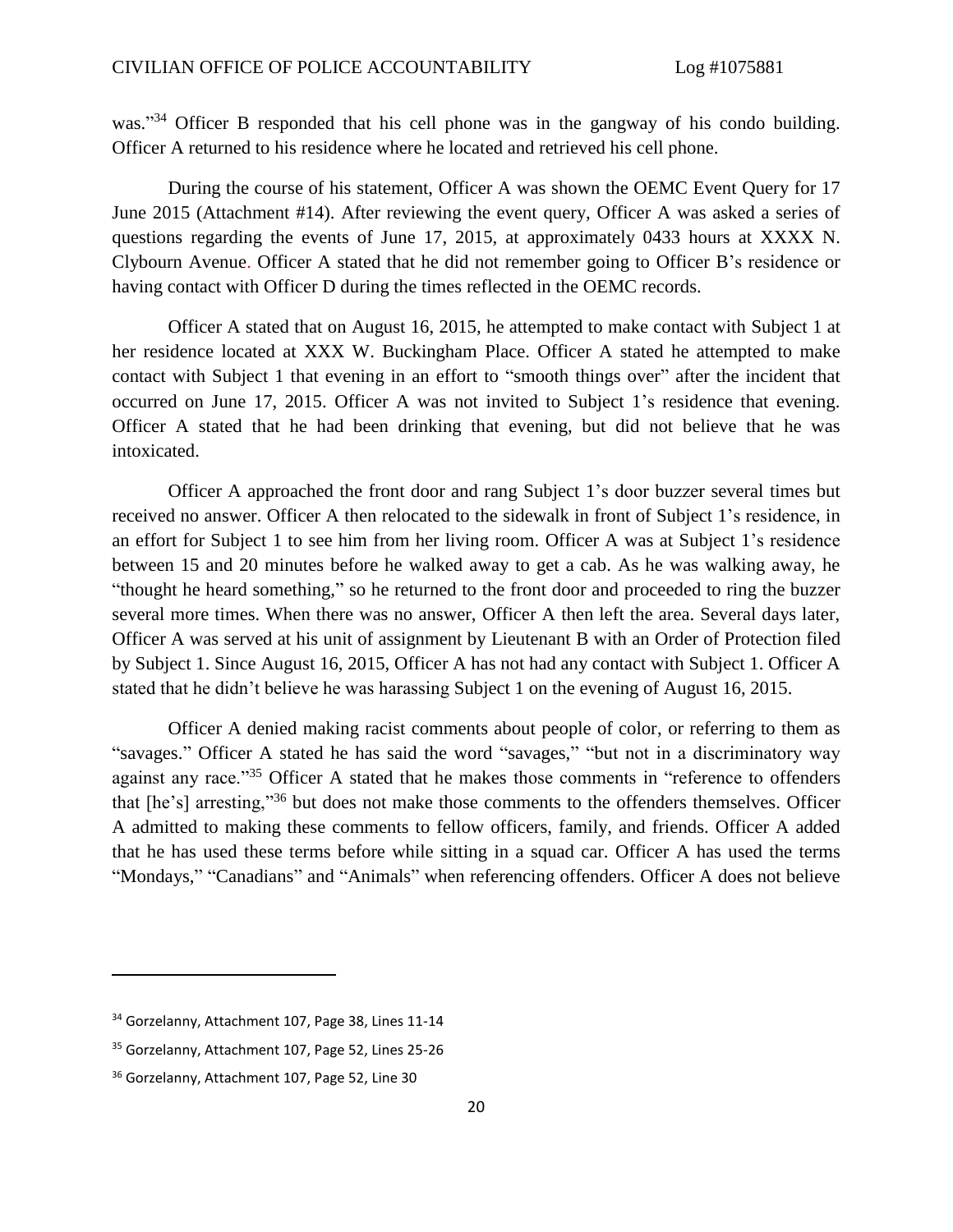was."[34] Officer B responded that his cell phone was in the gangway of his condo building. Officer A returned to his residence where he located and retrieved his cell phone.

During the course of his statement, Officer A was shown the OEMC Event Query for 17 June 2015 (Attachment #14). After reviewing the event query, Officer A was asked a series of questions regarding the events of June 17, 2015, at approximately 0433 hours at XXXX N. Clybourn Avenue. Officer A stated that he did not remember going to Officer B's residence or having contact with Officer D during the times reflected in the OEMC records.

Officer A stated that on August 16, 2015, he attempted to make contact with Subject 1 at her residence located at XXX W. Buckingham Place. Officer A stated he attempted to make contact with Subject 1 that evening in an effort to "smooth things over" after the incident that occurred on June 17, 2015. Officer A was not invited to Subject 1's residence that evening. Officer A stated that he had been drinking that evening, but did not believe that he was intoxicated.

Officer A approached the front door and rang Subject 1's door buzzer several times but received no answer. Officer A then relocated to the sidewalk in front of Subject 1's residence, in an effort for Subject 1 to see him from her living room. Officer A was at Subject 1's residence between 15 and 20 minutes before he walked away to get a cab. As he was walking away, he "thought he heard something," so he returned to the front door and proceeded to ring the buzzer several more times. When there was no answer, Officer A then left the area. Several days later, Officer A was served at his unit of assignment by Lieutenant B with an Order of Protection filed by Subject 1. Since August 16, 2015, Officer A has not had any contact with Subject 1. Officer A stated that he didn't believe he was harassing Subject 1 on the evening of August 16, 2015.

Officer A denied making racist comments about people of color, or referring to them as "savages." Officer A stated he has said the word "savages," "but not in a discriminatory way against any race."[35] Officer A stated that he makes those comments in "reference to offenders that [he's] arresting,"[36] but does not make those comments to the offenders themselves. Officer A admitted to making these comments to fellow officers, family, and friends. Officer A added that he has used these terms before while sitting in a squad car. Officer A has used the terms "Mondays," "Canadians" and "Animals" when referencing offenders. Officer A does not believe

---

[34] Gorzelanny, Attachment 107, Page 38, Lines 11-14

[35] Gorzelanny, Attachment 107, Page 52, Lines 25-26

[36] Gorzelanny, Attachment 107, Page 52, Line 30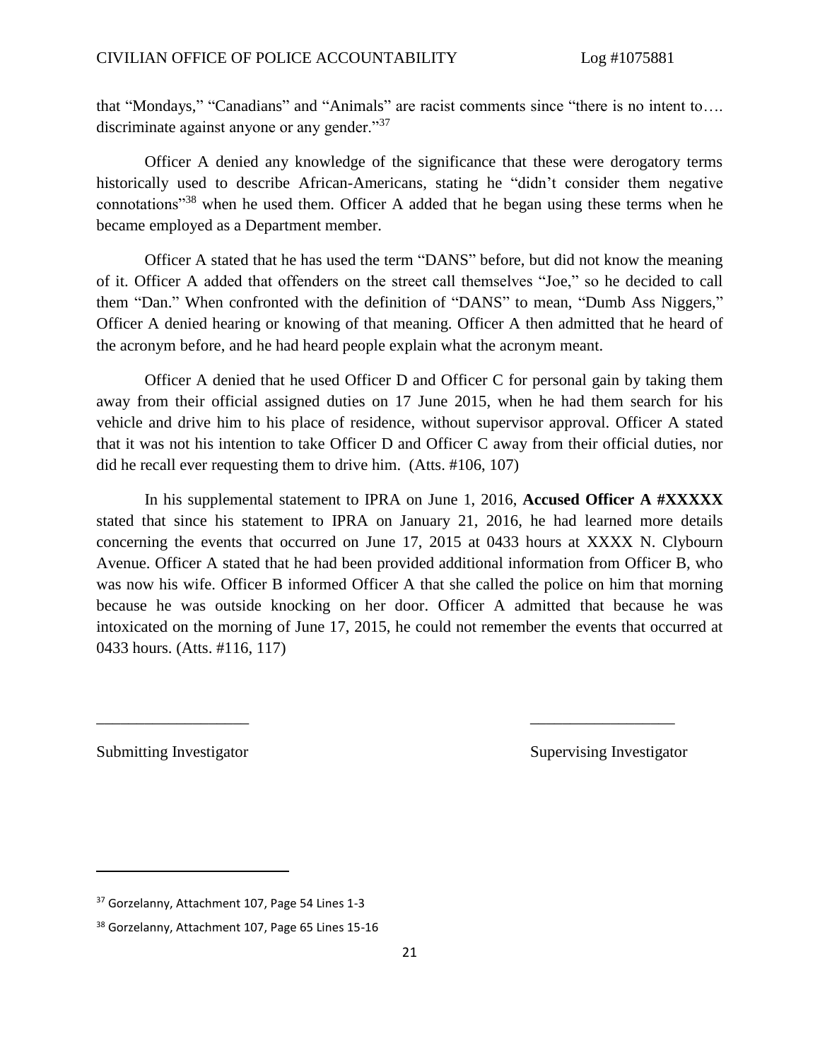that "Mondays," "Canadians" and "Animals" are racist comments since "there is no intent to…. discriminate against anyone or any gender."[37]

Officer A denied any knowledge of the significance that these were derogatory terms historically used to describe African-Americans, stating he "didn't consider them negative connotations"[38] when he used them. Officer A added that he began using these terms when he became employed as a Department member.

Officer A stated that he has used the term "DANS" before, but did not know the meaning of it. Officer A added that offenders on the street call themselves "Joe," so he decided to call them "Dan." When confronted with the definition of "DANS" to mean, "Dumb Ass Niggers," Officer A denied hearing or knowing of that meaning. Officer A then admitted that he heard of the acronym before, and he had heard people explain what the acronym meant.

Officer A denied that he used Officer D and Officer C for personal gain by taking them away from their official assigned duties on 17 June 2015, when he had them search for his vehicle and drive him to his place of residence, without supervisor approval. Officer A stated that it was not his intention to take Officer D and Officer C away from their official duties, nor did he recall ever requesting them to drive him. (Atts. #106, 107)

In his supplemental statement to IPRA on June 1, 2016, **Accused Officer A #XXXXX** stated that since his statement to IPRA on January 21, 2016, he had learned more details concerning the events that occurred on June 17, 2015 at 0433 hours at XXXX N. Clybourn Avenue. Officer A stated that he had been provided additional information from Officer B, who was now his wife. Officer B informed Officer A that she called the police on him that morning because he was outside knocking on her door. Officer A admitted that because he was intoxicated on the morning of June 17, 2015, he could not remember the events that occurred at 0433 hours. (Atts. #116, 117)

\_\_\_\_\_\_\_\_\_\_\_\_\_\_\_\_\_\_\_ \_\_\_\_\_\_\_\_\_\_\_\_\_\_\_\_\_\_

Submitting Investigator Supervising Investigator

---

[37] Gorzelanny, Attachment 107, Page 54 Lines 1-3

[38] Gorzelanny, Attachment 107, Page 65 Lines 15-16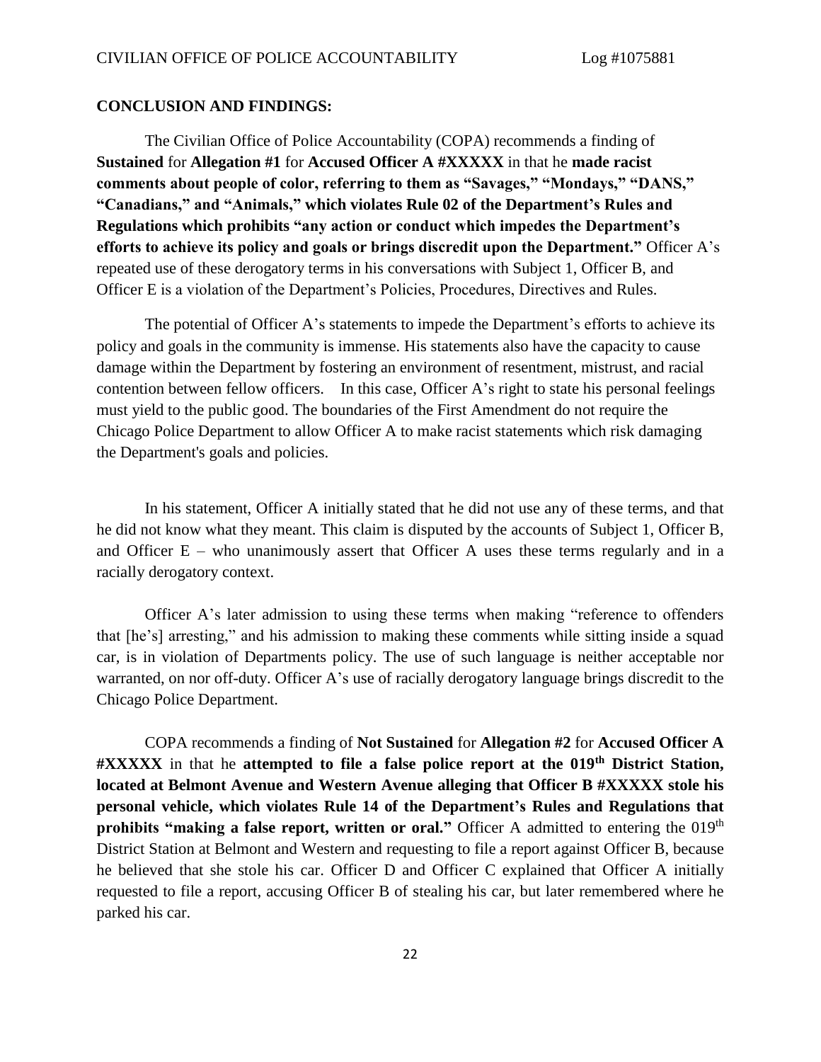**CONCLUSION AND FINDINGS:**

The Civilian Office of Police Accountability (COPA) recommends a finding of **Sustained** for **Allegation #1** for **Accused Officer A #XXXXX** in that he **made racist comments about people of color, referring to them as "Savages," "Mondays," "DANS," "Canadians," and "Animals," which violates Rule 02 of the Department's Rules and Regulations which prohibits "any action or conduct which impedes the Department's efforts to achieve its policy and goals or brings discredit upon the Department."** Officer A's repeated use of these derogatory terms in his conversations with Subject 1, Officer B, and Officer E is a violation of the Department's Policies, Procedures, Directives and Rules.

The potential of Officer A's statements to impede the Department's efforts to achieve its policy and goals in the community is immense. His statements also have the capacity to cause damage within the Department by fostering an environment of resentment, mistrust, and racial contention between fellow officers. In this case, Officer A's right to state his personal feelings must yield to the public good. The boundaries of the First Amendment do not require the Chicago Police Department to allow Officer A to make racist statements which risk damaging the Department's goals and policies.

In his statement, Officer A initially stated that he did not use any of these terms, and that he did not know what they meant. This claim is disputed by the accounts of Subject 1, Officer B, and Officer E – who unanimously assert that Officer A uses these terms regularly and in a racially derogatory context.

Officer A's later admission to using these terms when making "reference to offenders that [he's] arresting," and his admission to making these comments while sitting inside a squad car, is in violation of Departments policy. The use of such language is neither acceptable nor warranted, on nor off-duty. Officer A's use of racially derogatory language brings discredit to the Chicago Police Department.

COPA recommends a finding of **Not Sustained** for **Allegation #2** for **Accused Officer A #XXXXX** in that he **attempted to file a false police report at the 019th District Station, located at Belmont Avenue and Western Avenue alleging that Officer B #XXXXX stole his personal vehicle, which violates Rule 14 of the Department's Rules and Regulations that prohibits "making a false report, written or oral."** Officer A admitted to entering the 019th District Station at Belmont and Western and requesting to file a report against Officer B, because he believed that she stole his car. Officer D and Officer C explained that Officer A initially requested to file a report, accusing Officer B of stealing his car, but later remembered where he parked his car.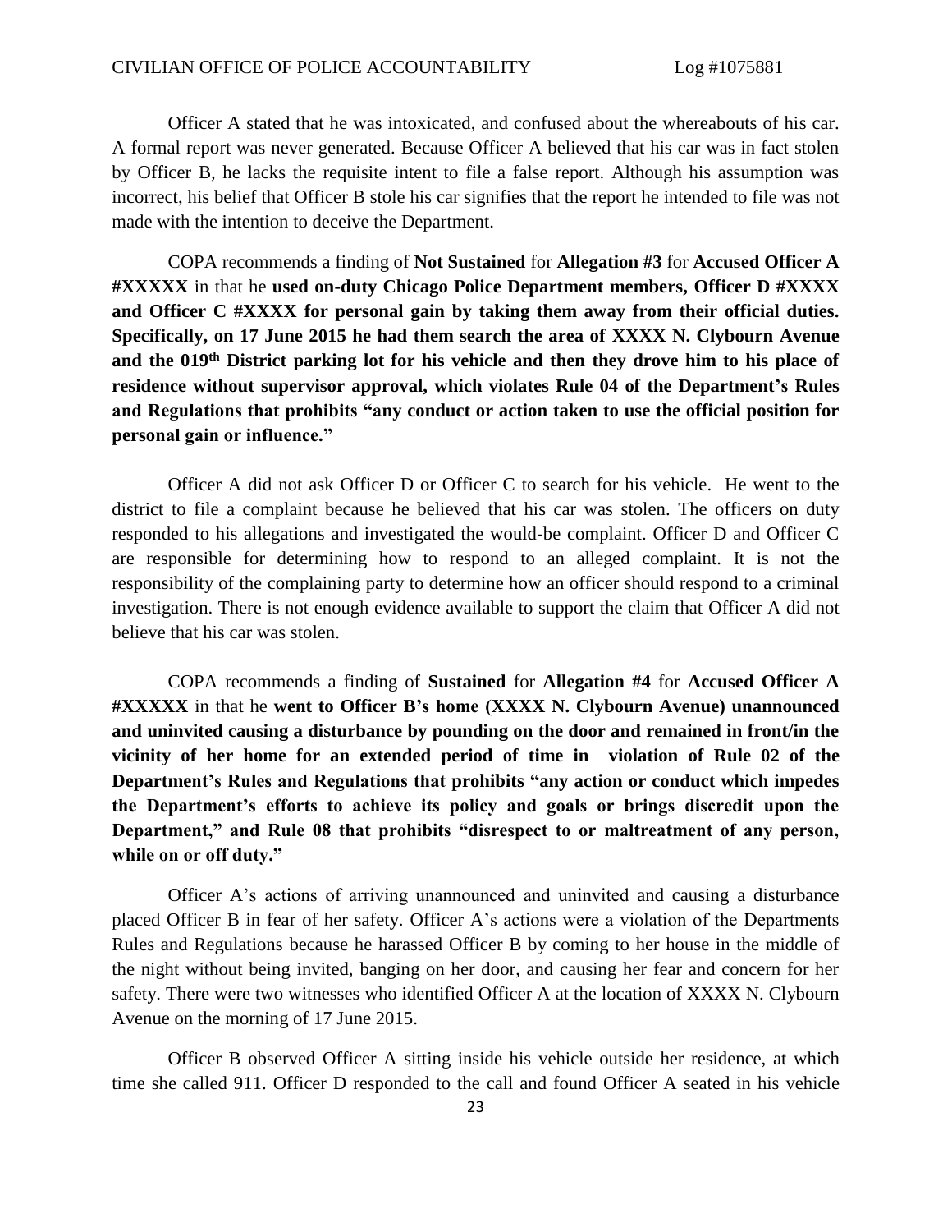Officer A stated that he was intoxicated, and confused about the whereabouts of his car. A formal report was never generated. Because Officer A believed that his car was in fact stolen by Officer B, he lacks the requisite intent to file a false report. Although his assumption was incorrect, his belief that Officer B stole his car signifies that the report he intended to file was not made with the intention to deceive the Department.

COPA recommends a finding of **Not Sustained** for **Allegation #3** for **Accused Officer A #XXXXX** in that he **used on-duty Chicago Police Department members, Officer D #XXXX and Officer C #XXXX for personal gain by taking them away from their official duties. Specifically, on 17 June 2015 he had them search the area of XXXX N. Clybourn Avenue and the 019th District parking lot for his vehicle and then they drove him to his place of residence without supervisor approval, which violates Rule 04 of the Department's Rules and Regulations that prohibits "any conduct or action taken to use the official position for personal gain or influence."**

Officer A did not ask Officer D or Officer C to search for his vehicle. He went to the district to file a complaint because he believed that his car was stolen. The officers on duty responded to his allegations and investigated the would-be complaint. Officer D and Officer C are responsible for determining how to respond to an alleged complaint. It is not the responsibility of the complaining party to determine how an officer should respond to a criminal investigation. There is not enough evidence available to support the claim that Officer A did not believe that his car was stolen.

COPA recommends a finding of **Sustained** for **Allegation #4** for **Accused Officer A #XXXXX** in that he **went to Officer B's home (XXXX N. Clybourn Avenue) unannounced and uninvited causing a disturbance by pounding on the door and remained in front/in the vicinity of her home for an extended period of time in violation of Rule 02 of the Department's Rules and Regulations that prohibits "any action or conduct which impedes the Department's efforts to achieve its policy and goals or brings discredit upon the Department," and Rule 08 that prohibits "disrespect to or maltreatment of any person, while on or off duty."**

Officer A's actions of arriving unannounced and uninvited and causing a disturbance placed Officer B in fear of her safety. Officer A's actions were a violation of the Departments Rules and Regulations because he harassed Officer B by coming to her house in the middle of the night without being invited, banging on her door, and causing her fear and concern for her safety. There were two witnesses who identified Officer A at the location of XXXX N. Clybourn Avenue on the morning of 17 June 2015.

Officer B observed Officer A sitting inside his vehicle outside her residence, at which time she called 911. Officer D responded to the call and found Officer A seated in his vehicle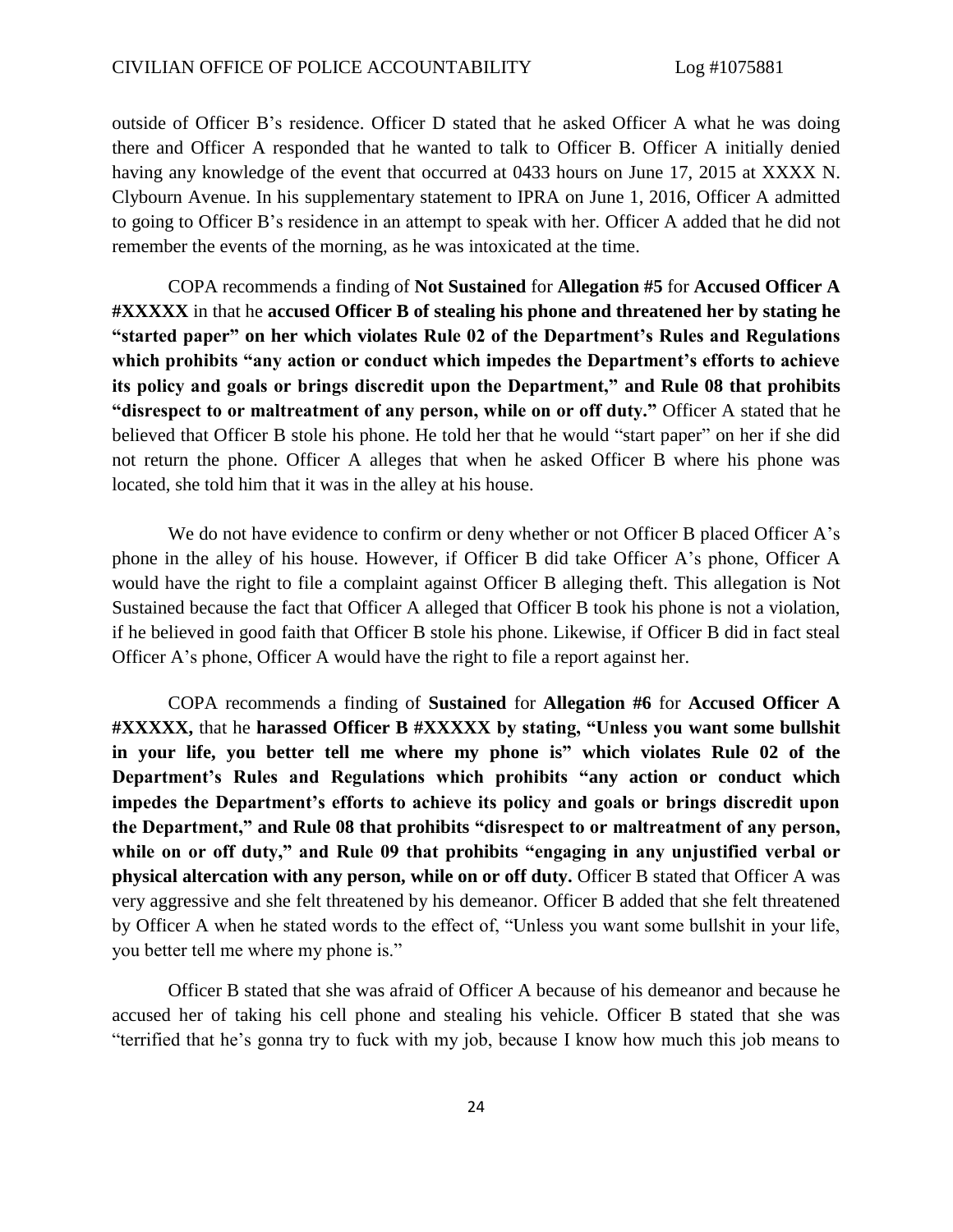outside of Officer B's residence. Officer D stated that he asked Officer A what he was doing there and Officer A responded that he wanted to talk to Officer B. Officer A initially denied having any knowledge of the event that occurred at 0433 hours on June 17, 2015 at XXXX N. Clybourn Avenue. In his supplementary statement to IPRA on June 1, 2016, Officer A admitted to going to Officer B's residence in an attempt to speak with her. Officer A added that he did not remember the events of the morning, as he was intoxicated at the time.

COPA recommends a finding of **Not Sustained** for **Allegation #5** for **Accused Officer A #XXXXX** in that he **accused Officer B of stealing his phone and threatened her by stating he "started paper" on her which violates Rule 02 of the Department's Rules and Regulations which prohibits "any action or conduct which impedes the Department's efforts to achieve its policy and goals or brings discredit upon the Department," and Rule 08 that prohibits "disrespect to or maltreatment of any person, while on or off duty."** Officer A stated that he believed that Officer B stole his phone. He told her that he would "start paper" on her if she did not return the phone. Officer A alleges that when he asked Officer B where his phone was located, she told him that it was in the alley at his house.

We do not have evidence to confirm or deny whether or not Officer B placed Officer A's phone in the alley of his house. However, if Officer B did take Officer A's phone, Officer A would have the right to file a complaint against Officer B alleging theft. This allegation is Not Sustained because the fact that Officer A alleged that Officer B took his phone is not a violation, if he believed in good faith that Officer B stole his phone. Likewise, if Officer B did in fact steal Officer A's phone, Officer A would have the right to file a report against her.

COPA recommends a finding of **Sustained** for **Allegation #6** for **Accused Officer A #XXXXX,** that he **harassed Officer B #XXXXX by stating, "Unless you want some bullshit in your life, you better tell me where my phone is" which violates Rule 02 of the Department's Rules and Regulations which prohibits "any action or conduct which impedes the Department's efforts to achieve its policy and goals or brings discredit upon the Department," and Rule 08 that prohibits "disrespect to or maltreatment of any person, while on or off duty," and Rule 09 that prohibits "engaging in any unjustified verbal or physical altercation with any person, while on or off duty.** Officer B stated that Officer A was very aggressive and she felt threatened by his demeanor. Officer B added that she felt threatened by Officer A when he stated words to the effect of, "Unless you want some bullshit in your life, you better tell me where my phone is."

Officer B stated that she was afraid of Officer A because of his demeanor and because he accused her of taking his cell phone and stealing his vehicle. Officer B stated that she was "terrified that he's gonna try to fuck with my job, because I know how much this job means to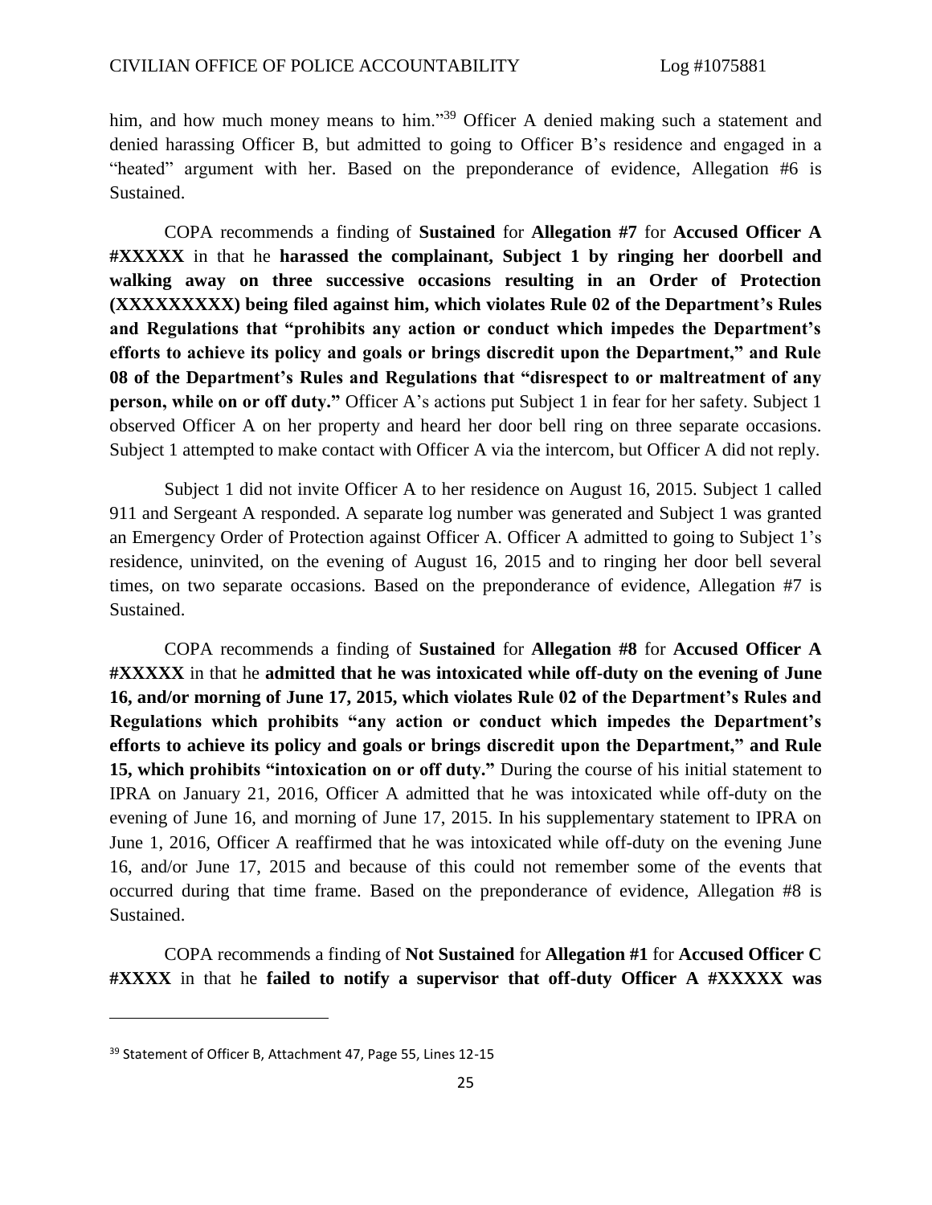him, and how much money means to him."[39] Officer A denied making such a statement and denied harassing Officer B, but admitted to going to Officer B's residence and engaged in a "heated" argument with her. Based on the preponderance of evidence, Allegation #6 is Sustained.

COPA recommends a finding of **Sustained** for **Allegation #7** for **Accused Officer A #XXXXX** in that he **harassed the complainant, Subject 1 by ringing her doorbell and walking away on three successive occasions resulting in an Order of Protection (XXXXXXXXX) being filed against him, which violates Rule 02 of the Department's Rules and Regulations that "prohibits any action or conduct which impedes the Department's efforts to achieve its policy and goals or brings discredit upon the Department," and Rule 08 of the Department's Rules and Regulations that "disrespect to or maltreatment of any person, while on or off duty."** Officer A's actions put Subject 1 in fear for her safety. Subject 1 observed Officer A on her property and heard her door bell ring on three separate occasions. Subject 1 attempted to make contact with Officer A via the intercom, but Officer A did not reply.

Subject 1 did not invite Officer A to her residence on August 16, 2015. Subject 1 called 911 and Sergeant A responded. A separate log number was generated and Subject 1 was granted an Emergency Order of Protection against Officer A. Officer A admitted to going to Subject 1's residence, uninvited, on the evening of August 16, 2015 and to ringing her door bell several times, on two separate occasions. Based on the preponderance of evidence, Allegation #7 is Sustained.

COPA recommends a finding of **Sustained** for **Allegation #8** for **Accused Officer A #XXXXX** in that he **admitted that he was intoxicated while off-duty on the evening of June 16, and/or morning of June 17, 2015, which violates Rule 02 of the Department's Rules and Regulations which prohibits "any action or conduct which impedes the Department's efforts to achieve its policy and goals or brings discredit upon the Department," and Rule 15, which prohibits "intoxication on or off duty."** During the course of his initial statement to IPRA on January 21, 2016, Officer A admitted that he was intoxicated while off-duty on the evening of June 16, and morning of June 17, 2015. In his supplementary statement to IPRA on June 1, 2016, Officer A reaffirmed that he was intoxicated while off-duty on the evening June 16, and/or June 17, 2015 and because of this could not remember some of the events that occurred during that time frame. Based on the preponderance of evidence, Allegation #8 is Sustained.

COPA recommends a finding of **Not Sustained** for **Allegation #1** for **Accused Officer C #XXXX** in that he **failed to notify a supervisor that off-duty Officer A #XXXXX was**

[39] Statement of Officer B, Attachment 47, Page 55, Lines 12-15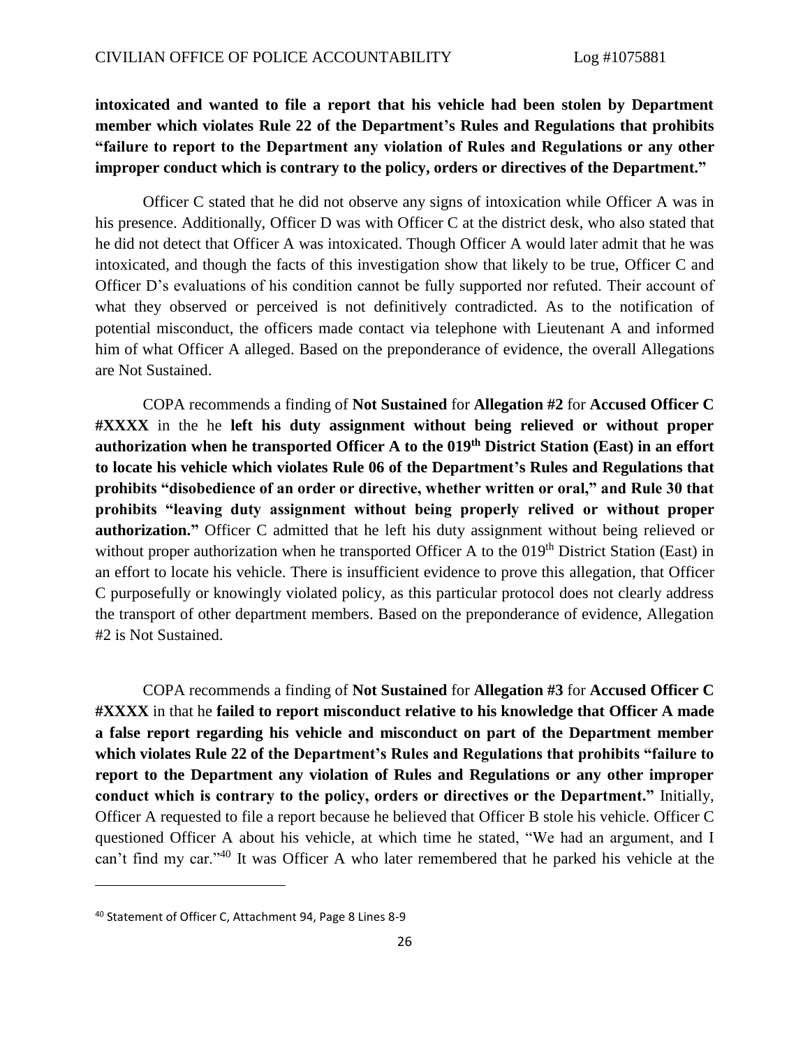**intoxicated and wanted to file a report that his vehicle had been stolen by Department member which violates Rule 22 of the Department's Rules and Regulations that prohibits "failure to report to the Department any violation of Rules and Regulations or any other improper conduct which is contrary to the policy, orders or directives of the Department."**

Officer C stated that he did not observe any signs of intoxication while Officer A was in his presence. Additionally, Officer D was with Officer C at the district desk, who also stated that he did not detect that Officer A was intoxicated. Though Officer A would later admit that he was intoxicated, and though the facts of this investigation show that likely to be true, Officer C and Officer D's evaluations of his condition cannot be fully supported nor refuted. Their account of what they observed or perceived is not definitively contradicted. As to the notification of potential misconduct, the officers made contact via telephone with Lieutenant A and informed him of what Officer A alleged. Based on the preponderance of evidence, the overall Allegations are Not Sustained.

COPA recommends a finding of **Not Sustained** for **Allegation #2** for **Accused Officer C #XXXX** in the he **left his duty assignment without being relieved or without proper authorization when he transported Officer A to the 019th District Station (East) in an effort to locate his vehicle which violates Rule 06 of the Department's Rules and Regulations that prohibits "disobedience of an order or directive, whether written or oral," and Rule 30 that prohibits "leaving duty assignment without being properly relived or without proper authorization."** Officer C admitted that he left his duty assignment without being relieved or without proper authorization when he transported Officer A to the 019th District Station (East) in an effort to locate his vehicle. There is insufficient evidence to prove this allegation, that Officer C purposefully or knowingly violated policy, as this particular protocol does not clearly address the transport of other department members. Based on the preponderance of evidence, Allegation #2 is Not Sustained.

COPA recommends a finding of **Not Sustained** for **Allegation #3** for **Accused Officer C #XXXX** in that he **failed to report misconduct relative to his knowledge that Officer A made a false report regarding his vehicle and misconduct on part of the Department member which violates Rule 22 of the Department's Rules and Regulations that prohibits "failure to report to the Department any violation of Rules and Regulations or any other improper conduct which is contrary to the policy, orders or directives or the Department."** Initially, Officer A requested to file a report because he believed that Officer B stole his vehicle. Officer C questioned Officer A about his vehicle, at which time he stated, "We had an argument, and I can't find my car."[40] It was Officer A who later remembered that he parked his vehicle at the

[40] Statement of Officer C, Attachment 94, Page 8 Lines 8-9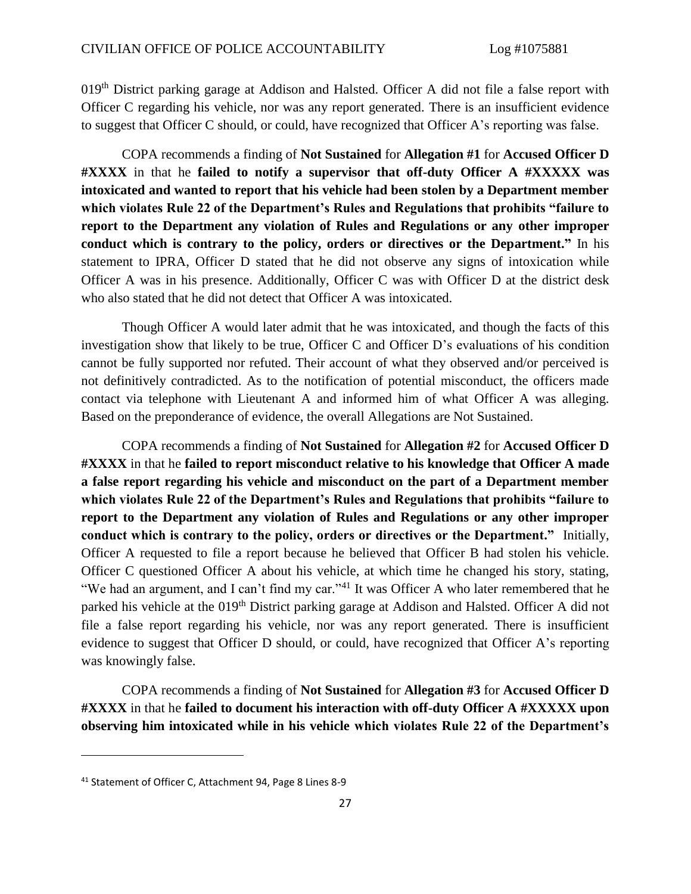019th District parking garage at Addison and Halsted. Officer A did not file a false report with Officer C regarding his vehicle, nor was any report generated. There is an insufficient evidence to suggest that Officer C should, or could, have recognized that Officer A's reporting was false.

COPA recommends a finding of **Not Sustained** for **Allegation #1** for **Accused Officer D #XXXX** in that he **failed to notify a supervisor that off-duty Officer A #XXXXX was intoxicated and wanted to report that his vehicle had been stolen by a Department member which violates Rule 22 of the Department's Rules and Regulations that prohibits "failure to report to the Department any violation of Rules and Regulations or any other improper conduct which is contrary to the policy, orders or directives or the Department."** In his statement to IPRA, Officer D stated that he did not observe any signs of intoxication while Officer A was in his presence. Additionally, Officer C was with Officer D at the district desk who also stated that he did not detect that Officer A was intoxicated.

Though Officer A would later admit that he was intoxicated, and though the facts of this investigation show that likely to be true, Officer C and Officer D's evaluations of his condition cannot be fully supported nor refuted. Their account of what they observed and/or perceived is not definitively contradicted. As to the notification of potential misconduct, the officers made contact via telephone with Lieutenant A and informed him of what Officer A was alleging. Based on the preponderance of evidence, the overall Allegations are Not Sustained.

COPA recommends a finding of **Not Sustained** for **Allegation #2** for **Accused Officer D #XXXX** in that he **failed to report misconduct relative to his knowledge that Officer A made a false report regarding his vehicle and misconduct on the part of a Department member which violates Rule 22 of the Department's Rules and Regulations that prohibits "failure to report to the Department any violation of Rules and Regulations or any other improper conduct which is contrary to the policy, orders or directives or the Department."** Initially, Officer A requested to file a report because he believed that Officer B had stolen his vehicle. Officer C questioned Officer A about his vehicle, at which time he changed his story, stating, "We had an argument, and I can't find my car."[41] It was Officer A who later remembered that he parked his vehicle at the 019th District parking garage at Addison and Halsted. Officer A did not file a false report regarding his vehicle, nor was any report generated. There is insufficient evidence to suggest that Officer D should, or could, have recognized that Officer A's reporting was knowingly false.

COPA recommends a finding of **Not Sustained** for **Allegation #3** for **Accused Officer D #XXXX** in that he **failed to document his interaction with off-duty Officer A #XXXXX upon observing him intoxicated while in his vehicle which violates Rule 22 of the Department's**

---

[41] Statement of Officer C, Attachment 94, Page 8 Lines 8-9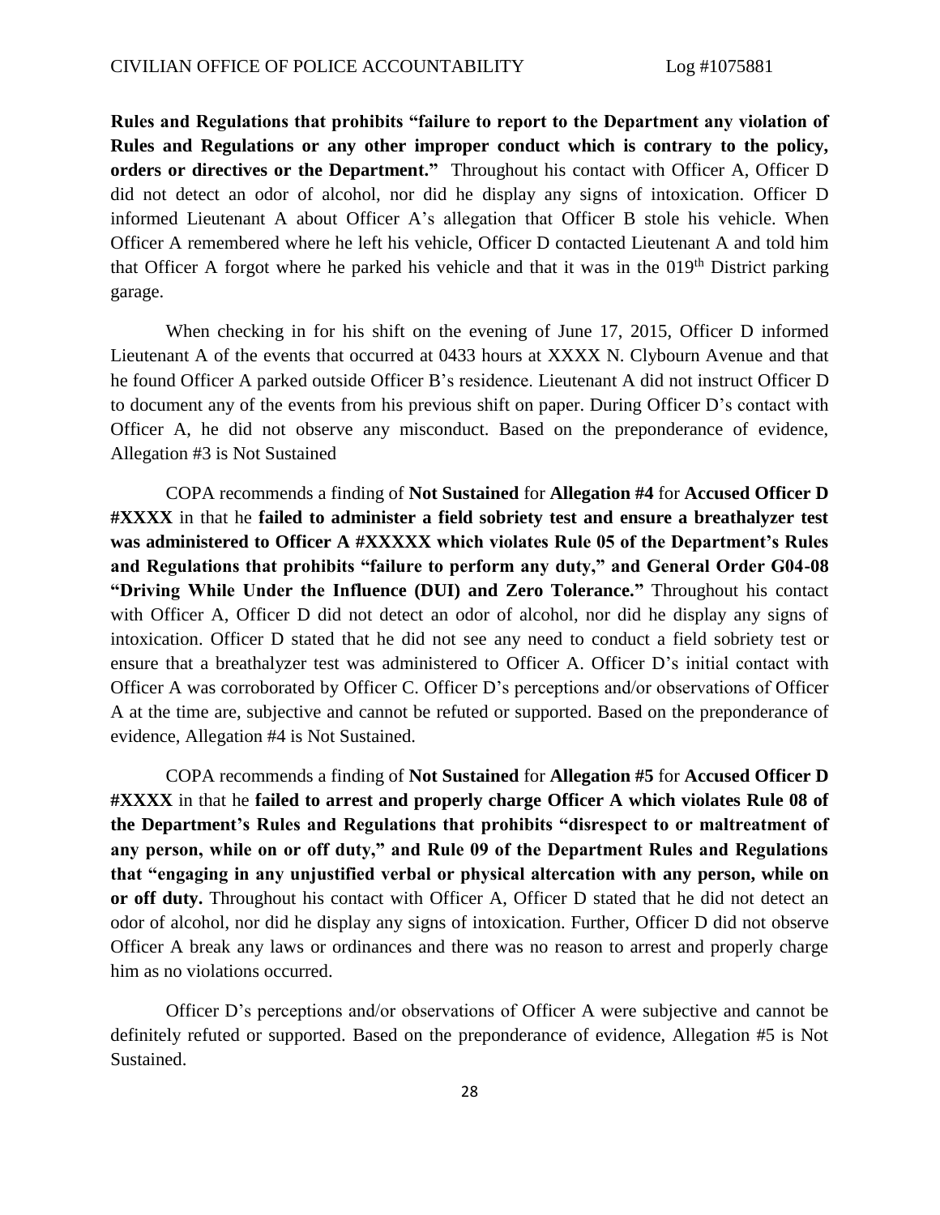**Rules and Regulations that prohibits "failure to report to the Department any violation of Rules and Regulations or any other improper conduct which is contrary to the policy, orders or directives or the Department."** Throughout his contact with Officer A, Officer D did not detect an odor of alcohol, nor did he display any signs of intoxication. Officer D informed Lieutenant A about Officer A's allegation that Officer B stole his vehicle. When Officer A remembered where he left his vehicle, Officer D contacted Lieutenant A and told him that Officer A forgot where he parked his vehicle and that it was in the 019th District parking garage.

When checking in for his shift on the evening of June 17, 2015, Officer D informed Lieutenant A of the events that occurred at 0433 hours at XXXX N. Clybourn Avenue and that he found Officer A parked outside Officer B's residence. Lieutenant A did not instruct Officer D to document any of the events from his previous shift on paper. During Officer D's contact with Officer A, he did not observe any misconduct. Based on the preponderance of evidence, Allegation #3 is Not Sustained

COPA recommends a finding of **Not Sustained** for **Allegation #4** for **Accused Officer D #XXXX** in that he **failed to administer a field sobriety test and ensure a breathalyzer test was administered to Officer A #XXXXX which violates Rule 05 of the Department's Rules and Regulations that prohibits "failure to perform any duty," and General Order G04-08 "Driving While Under the Influence (DUI) and Zero Tolerance."** Throughout his contact with Officer A, Officer D did not detect an odor of alcohol, nor did he display any signs of intoxication. Officer D stated that he did not see any need to conduct a field sobriety test or ensure that a breathalyzer test was administered to Officer A. Officer D's initial contact with Officer A was corroborated by Officer C. Officer D's perceptions and/or observations of Officer A at the time are, subjective and cannot be refuted or supported. Based on the preponderance of evidence, Allegation #4 is Not Sustained.

COPA recommends a finding of **Not Sustained** for **Allegation #5** for **Accused Officer D #XXXX** in that he **failed to arrest and properly charge Officer A which violates Rule 08 of the Department's Rules and Regulations that prohibits "disrespect to or maltreatment of any person, while on or off duty," and Rule 09 of the Department Rules and Regulations that "engaging in any unjustified verbal or physical altercation with any person, while on or off duty.** Throughout his contact with Officer A, Officer D stated that he did not detect an odor of alcohol, nor did he display any signs of intoxication. Further, Officer D did not observe Officer A break any laws or ordinances and there was no reason to arrest and properly charge him as no violations occurred.

Officer D's perceptions and/or observations of Officer A were subjective and cannot be definitely refuted or supported. Based on the preponderance of evidence, Allegation #5 is Not Sustained.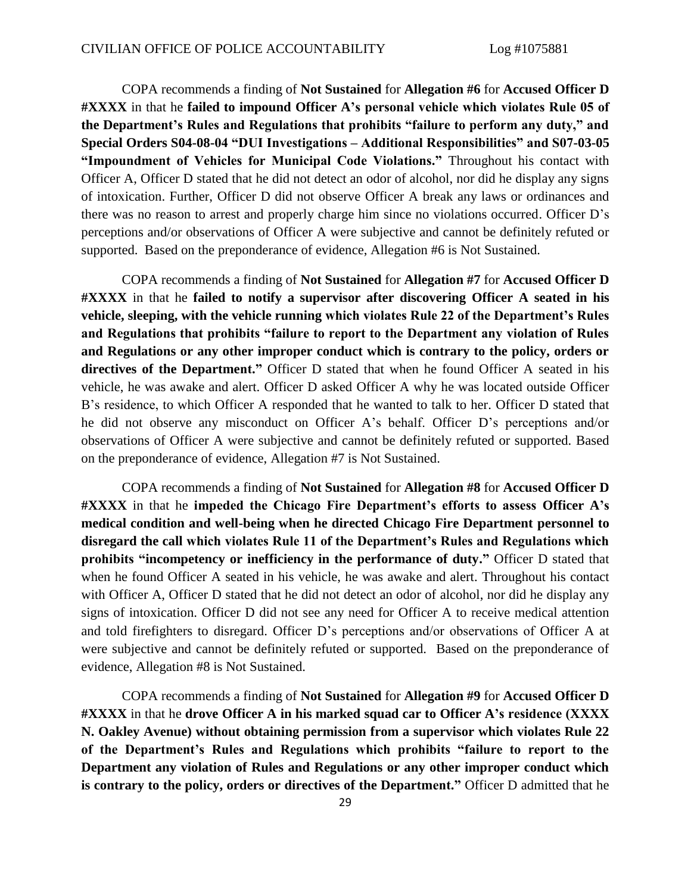COPA recommends a finding of **Not Sustained** for **Allegation #6** for **Accused Officer D #XXXX** in that he **failed to impound Officer A's personal vehicle which violates Rule 05 of the Department's Rules and Regulations that prohibits "failure to perform any duty," and Special Orders S04-08-04 "DUI Investigations – Additional Responsibilities" and S07-03-05 "Impoundment of Vehicles for Municipal Code Violations."** Throughout his contact with Officer A, Officer D stated that he did not detect an odor of alcohol, nor did he display any signs of intoxication. Further, Officer D did not observe Officer A break any laws or ordinances and there was no reason to arrest and properly charge him since no violations occurred. Officer D's perceptions and/or observations of Officer A were subjective and cannot be definitely refuted or supported. Based on the preponderance of evidence, Allegation #6 is Not Sustained.

COPA recommends a finding of **Not Sustained** for **Allegation #7** for **Accused Officer D #XXXX** in that he **failed to notify a supervisor after discovering Officer A seated in his vehicle, sleeping, with the vehicle running which violates Rule 22 of the Department's Rules and Regulations that prohibits "failure to report to the Department any violation of Rules and Regulations or any other improper conduct which is contrary to the policy, orders or directives of the Department."** Officer D stated that when he found Officer A seated in his vehicle, he was awake and alert. Officer D asked Officer A why he was located outside Officer B's residence, to which Officer A responded that he wanted to talk to her. Officer D stated that he did not observe any misconduct on Officer A's behalf. Officer D's perceptions and/or observations of Officer A were subjective and cannot be definitely refuted or supported. Based on the preponderance of evidence, Allegation #7 is Not Sustained.

COPA recommends a finding of **Not Sustained** for **Allegation #8** for **Accused Officer D #XXXX** in that he **impeded the Chicago Fire Department's efforts to assess Officer A's medical condition and well-being when he directed Chicago Fire Department personnel to disregard the call which violates Rule 11 of the Department's Rules and Regulations which prohibits "incompetency or inefficiency in the performance of duty."** Officer D stated that when he found Officer A seated in his vehicle, he was awake and alert. Throughout his contact with Officer A, Officer D stated that he did not detect an odor of alcohol, nor did he display any signs of intoxication. Officer D did not see any need for Officer A to receive medical attention and told firefighters to disregard. Officer D's perceptions and/or observations of Officer A at were subjective and cannot be definitely refuted or supported. Based on the preponderance of evidence, Allegation #8 is Not Sustained.

COPA recommends a finding of **Not Sustained** for **Allegation #9** for **Accused Officer D #XXXX** in that he **drove Officer A in his marked squad car to Officer A's residence (XXXX N. Oakley Avenue) without obtaining permission from a supervisor which violates Rule 22 of the Department's Rules and Regulations which prohibits "failure to report to the Department any violation of Rules and Regulations or any other improper conduct which is contrary to the policy, orders or directives of the Department."** Officer D admitted that he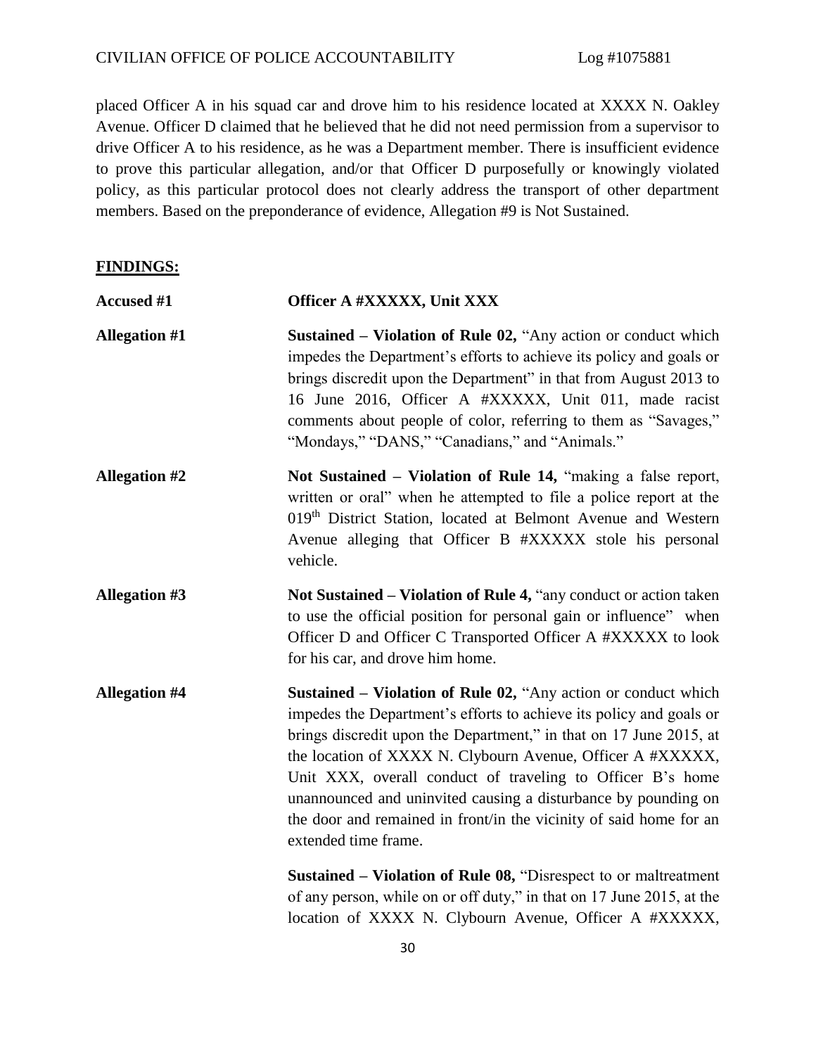placed Officer A in his squad car and drove him to his residence located at XXXX N. Oakley Avenue. Officer D claimed that he believed that he did not need permission from a supervisor to drive Officer A to his residence, as he was a Department member. There is insufficient evidence to prove this particular allegation, and/or that Officer D purposefully or knowingly violated policy, as this particular protocol does not clearly address the transport of other department members. Based on the preponderance of evidence, Allegation #9 is Not Sustained.

## FINDINGS:

**Accused #1** — **Officer A #XXXXX, Unit XXX**

**Allegation #1** — **Sustained – Violation of Rule 02,** "Any action or conduct which impedes the Department's efforts to achieve its policy and goals or brings discredit upon the Department" in that from August 2013 to 16 June 2016, Officer A #XXXXX, Unit 011, made racist comments about people of color, referring to them as "Savages," "Mondays," "DANS," "Canadians," and "Animals."

**Allegation #2** — **Not Sustained – Violation of Rule 14,** "making a false report, written or oral" when he attempted to file a police report at the 019th District Station, located at Belmont Avenue and Western Avenue alleging that Officer B #XXXXX stole his personal vehicle.

**Allegation #3** — **Not Sustained – Violation of Rule 4,** "any conduct or action taken to use the official position for personal gain or influence" when Officer D and Officer C Transported Officer A #XXXXX to look for his car, and drove him home.

**Allegation #4** — **Sustained – Violation of Rule 02,** "Any action or conduct which impedes the Department's efforts to achieve its policy and goals or brings discredit upon the Department," in that on 17 June 2015, at the location of XXXX N. Clybourn Avenue, Officer A #XXXXX, Unit XXX, overall conduct of traveling to Officer B's home unannounced and uninvited causing a disturbance by pounding on the door and remained in front/in the vicinity of said home for an extended time frame.

**Sustained – Violation of Rule 08,** "Disrespect to or maltreatment of any person, while on or off duty," in that on 17 June 2015, at the location of XXXX N. Clybourn Avenue, Officer A #XXXXX,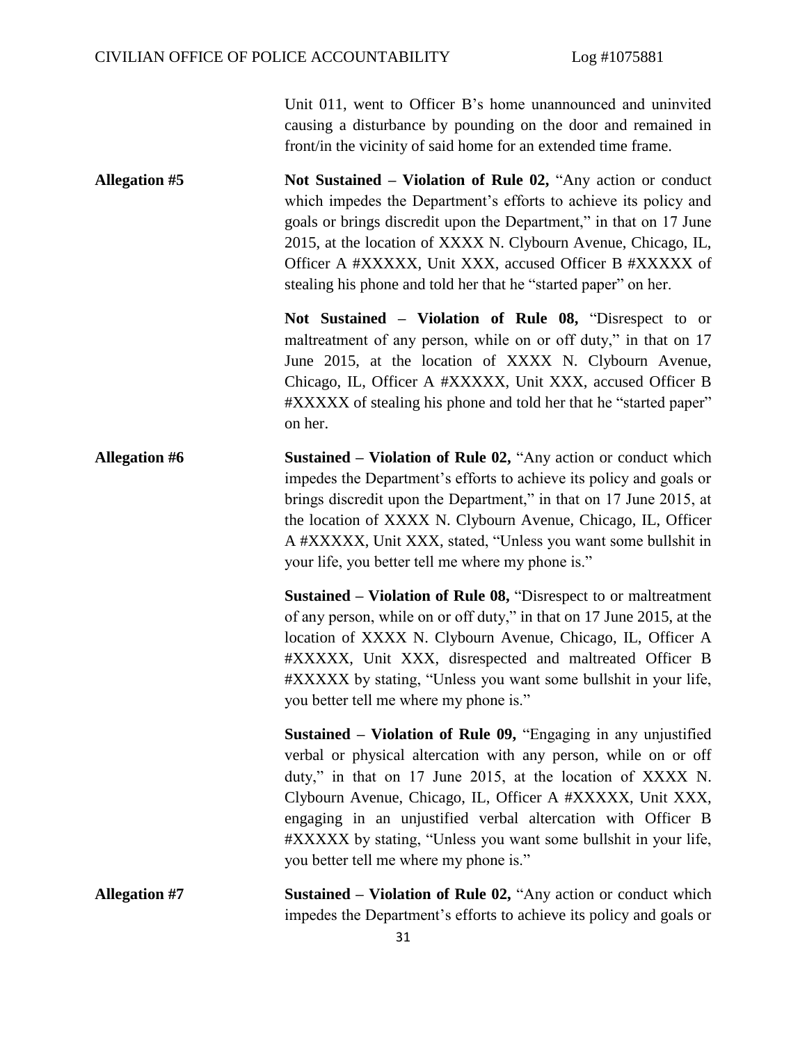Unit 011, went to Officer B's home unannounced and uninvited causing a disturbance by pounding on the door and remained in front/in the vicinity of said home for an extended time frame.

**Allegation #5** **Not Sustained – Violation of Rule 02,** "Any action or conduct which impedes the Department's efforts to achieve its policy and goals or brings discredit upon the Department," in that on 17 June 2015, at the location of XXXX N. Clybourn Avenue, Chicago, IL, Officer A #XXXXX, Unit XXX, accused Officer B #XXXXX of stealing his phone and told her that he "started paper" on her.

**Not Sustained – Violation of Rule 08,** "Disrespect to or maltreatment of any person, while on or off duty," in that on 17 June 2015, at the location of XXXX N. Clybourn Avenue, Chicago, IL, Officer A #XXXXX, Unit XXX, accused Officer B #XXXXX of stealing his phone and told her that he "started paper" on her.

**Allegation #6** **Sustained – Violation of Rule 02,** "Any action or conduct which impedes the Department's efforts to achieve its policy and goals or brings discredit upon the Department," in that on 17 June 2015, at the location of XXXX N. Clybourn Avenue, Chicago, IL, Officer A #XXXXX, Unit XXX, stated, "Unless you want some bullshit in your life, you better tell me where my phone is."

**Sustained – Violation of Rule 08,** "Disrespect to or maltreatment of any person, while on or off duty," in that on 17 June 2015, at the location of XXXX N. Clybourn Avenue, Chicago, IL, Officer A #XXXXX, Unit XXX, disrespected and maltreated Officer B #XXXXX by stating, "Unless you want some bullshit in your life, you better tell me where my phone is."

**Sustained – Violation of Rule 09,** "Engaging in any unjustified verbal or physical altercation with any person, while on or off duty," in that on 17 June 2015, at the location of XXXX N. Clybourn Avenue, Chicago, IL, Officer A #XXXXX, Unit XXX, engaging in an unjustified verbal altercation with Officer B #XXXXX by stating, "Unless you want some bullshit in your life, you better tell me where my phone is."

**Allegation #7** **Sustained – Violation of Rule 02,** "Any action or conduct which impedes the Department's efforts to achieve its policy and goals or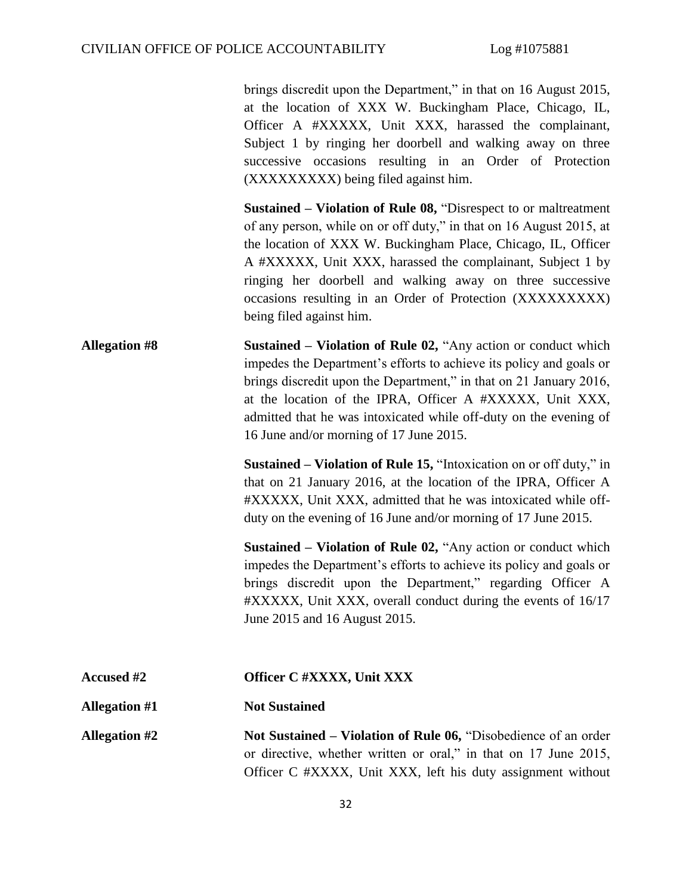brings discredit upon the Department," in that on 16 August 2015, at the location of XXX W. Buckingham Place, Chicago, IL, Officer A #XXXXX, Unit XXX, harassed the complainant, Subject 1 by ringing her doorbell and walking away on three successive occasions resulting in an Order of Protection (XXXXXXXXX) being filed against him.

**Sustained – Violation of Rule 08,** "Disrespect to or maltreatment of any person, while on or off duty," in that on 16 August 2015, at the location of XXX W. Buckingham Place, Chicago, IL, Officer A #XXXXX, Unit XXX, harassed the complainant, Subject 1 by ringing her doorbell and walking away on three successive occasions resulting in an Order of Protection (XXXXXXXXX) being filed against him.

**Allegation #8**

**Sustained – Violation of Rule 02,** "Any action or conduct which impedes the Department's efforts to achieve its policy and goals or brings discredit upon the Department," in that on 21 January 2016, at the location of the IPRA, Officer A #XXXXX, Unit XXX, admitted that he was intoxicated while off-duty on the evening of 16 June and/or morning of 17 June 2015.

**Sustained – Violation of Rule 15,** "Intoxication on or off duty," in that on 21 January 2016, at the location of the IPRA, Officer A #XXXXX, Unit XXX, admitted that he was intoxicated while off-duty on the evening of 16 June and/or morning of 17 June 2015.

**Sustained – Violation of Rule 02,** "Any action or conduct which impedes the Department's efforts to achieve its policy and goals or brings discredit upon the Department," regarding Officer A #XXXXX, Unit XXX, overall conduct during the events of 16/17 June 2015 and 16 August 2015.

**Accused #2** **Officer C #XXXX, Unit XXX**

**Allegation #1** **Not Sustained**

**Allegation #2**

**Not Sustained – Violation of Rule 06,** "Disobedience of an order or directive, whether written or oral," in that on 17 June 2015, Officer C #XXXX, Unit XXX, left his duty assignment without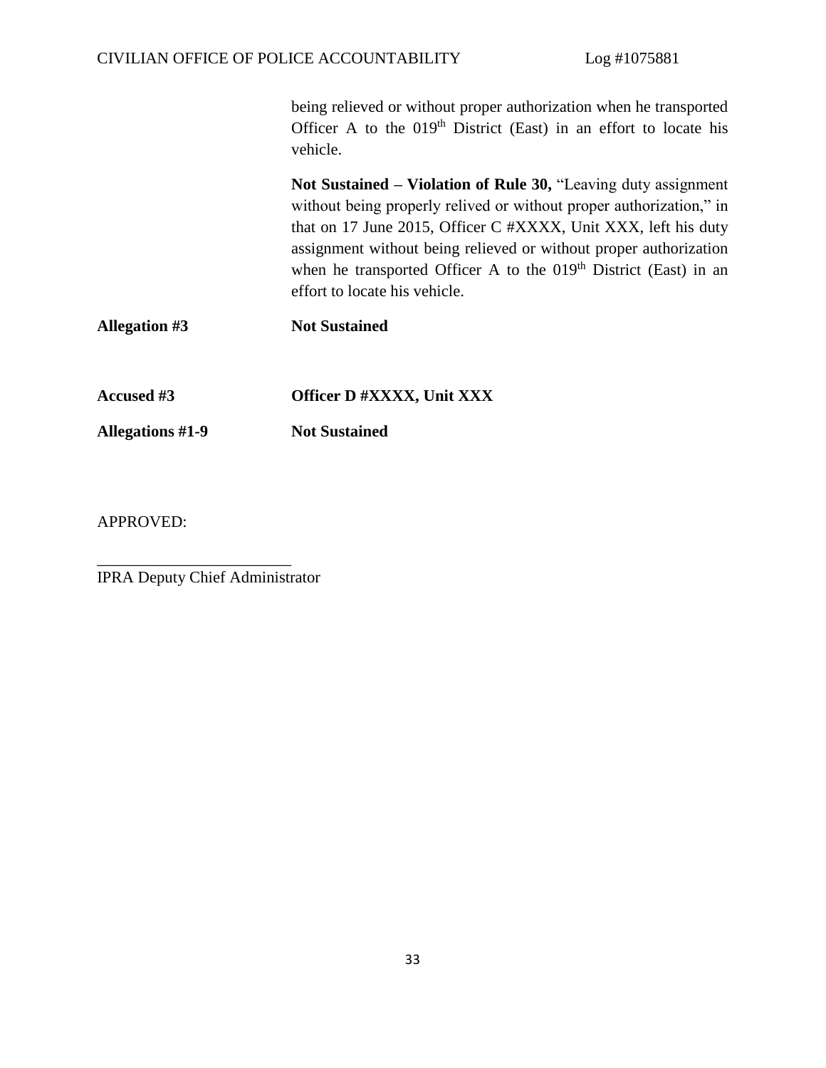being relieved or without proper authorization when he transported Officer A to the 019th District (East) in an effort to locate his vehicle.

**Not Sustained – Violation of Rule 30,** "Leaving duty assignment without being properly relived or without proper authorization," in that on 17 June 2015, Officer C #XXXX, Unit XXX, left his duty assignment without being relieved or without proper authorization when he transported Officer A to the 019th District (East) in an effort to locate his vehicle.

| | |
|---|---|
| **Allegation #3** | **Not Sustained** |
| **Accused #3** | **Officer D #XXXX, Unit XXX** |
| **Allegations #1-9** | **Not Sustained** |

APPROVED:

________________________

IPRA Deputy Chief Administrator